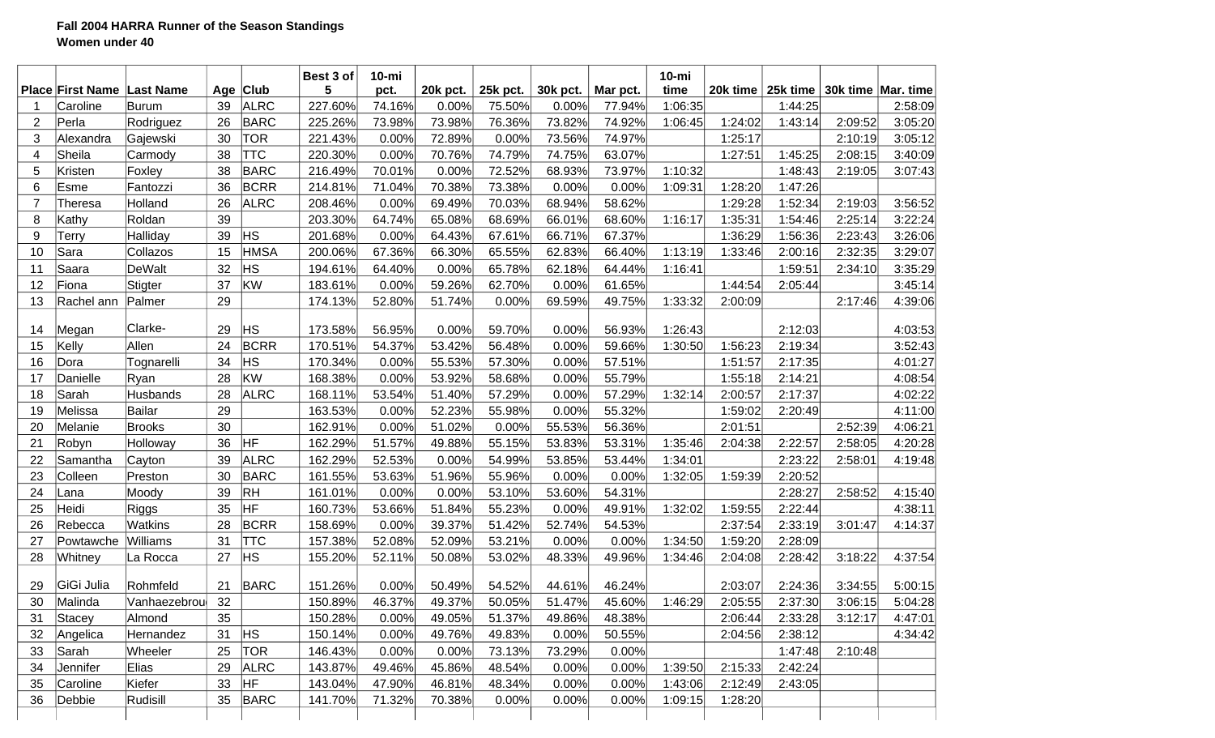**Fall 2004 HARRA Runner of the Season Standings**
**Women under 40**

| Place | First Name | Last Name | Age | Club | Best 3 of 5 | 10-mi pct. | 20k pct. | 25k pct. | 30k pct. | Mar pct. | 10-mi time | 20k time | 25k time | 30k time | Mar. time |
|---|---|---|---|---|---|---|---|---|---|---|---|---|---|---|---|
| 1 | Caroline | Burum | 39 | ALRC | 227.60% | 74.16% | 0.00% | 75.50% | 0.00% | 77.94% | 1:06:35 | | 1:44:25 | | 2:58:09 |
| 2 | Perla | Rodriguez | 26 | BARC | 225.26% | 73.98% | 73.98% | 76.36% | 73.82% | 74.92% | 1:06:45 | 1:24:02 | 1:43:14 | 2:09:52 | 3:05:20 |
| 3 | Alexandra | Gajewski | 30 | TOR | 221.43% | 0.00% | 72.89% | 0.00% | 73.56% | 74.97% | | 1:25:17 | | 2:10:19 | 3:05:12 |
| 4 | Sheila | Carmody | 38 | TTC | 220.30% | 0.00% | 70.76% | 74.79% | 74.75% | 63.07% | | 1:27:51 | 1:45:25 | 2:08:15 | 3:40:09 |
| 5 | Kristen | Foxley | 38 | BARC | 216.49% | 70.01% | 0.00% | 72.52% | 68.93% | 73.97% | 1:10:32 | | 1:48:43 | 2:19:05 | 3:07:43 |
| 6 | Esme | Fantozzi | 36 | BCRR | 214.81% | 71.04% | 70.38% | 73.38% | 0.00% | 0.00% | 1:09:31 | 1:28:20 | 1:47:26 | | |
| 7 | Theresa | Holland | 26 | ALRC | 208.46% | 0.00% | 69.49% | 70.03% | 68.94% | 58.62% | | 1:29:28 | 1:52:34 | 2:19:03 | 3:56:52 |
| 8 | Kathy | Roldan | 39 | | 203.30% | 64.74% | 65.08% | 68.69% | 66.01% | 68.60% | 1:16:17 | 1:35:31 | 1:54:46 | 2:25:14 | 3:22:24 |
| 9 | Terry | Halliday | 39 | HS | 201.68% | 0.00% | 64.43% | 67.61% | 66.71% | 67.37% | | 1:36:29 | 1:56:36 | 2:23:43 | 3:26:06 |
| 10 | Sara | Collazos | 15 | HMSA | 200.06% | 67.36% | 66.30% | 65.55% | 62.83% | 66.40% | 1:13:19 | 1:33:46 | 2:00:16 | 2:32:35 | 3:29:07 |
| 11 | Saara | DeWalt | 32 | HS | 194.61% | 64.40% | 0.00% | 65.78% | 62.18% | 64.44% | 1:16:41 | | 1:59:51 | 2:34:10 | 3:35:29 |
| 12 | Fiona | Stigter | 37 | KW | 183.61% | 0.00% | 59.26% | 62.70% | 0.00% | 61.65% | | 1:44:54 | 2:05:44 | | 3:45:14 |
| 13 | Rachel ann | Palmer | 29 | | 174.13% | 52.80% | 51.74% | 0.00% | 69.59% | 49.75% | 1:33:32 | 2:00:09 | | 2:17:46 | 4:39:06 |
| 14 | Megan | Clarke- | 29 | HS | 173.58% | 56.95% | 0.00% | 59.70% | 0.00% | 56.93% | 1:26:43 | | 2:12:03 | | 4:03:53 |
| 15 | Kelly | Allen | 24 | BCRR | 170.51% | 54.37% | 53.42% | 56.48% | 0.00% | 59.66% | 1:30:50 | 1:56:23 | 2:19:34 | | 3:52:43 |
| 16 | Dora | Tognarelli | 34 | HS | 170.34% | 0.00% | 55.53% | 57.30% | 0.00% | 57.51% | | 1:51:57 | 2:17:35 | | 4:01:27 |
| 17 | Danielle | Ryan | 28 | KW | 168.38% | 0.00% | 53.92% | 58.68% | 0.00% | 55.79% | | 1:55:18 | 2:14:21 | | 4:08:54 |
| 18 | Sarah | Husbands | 28 | ALRC | 168.11% | 53.54% | 51.40% | 57.29% | 0.00% | 57.29% | 1:32:14 | 2:00:57 | 2:17:37 | | 4:02:22 |
| 19 | Melissa | Bailar | 29 | | 163.53% | 0.00% | 52.23% | 55.98% | 0.00% | 55.32% | | 1:59:02 | 2:20:49 | | 4:11:00 |
| 20 | Melanie | Brooks | 30 | | 162.91% | 0.00% | 51.02% | 0.00% | 55.53% | 56.36% | | 2:01:51 | | 2:52:39 | 4:06:21 |
| 21 | Robyn | Holloway | 36 | HF | 162.29% | 51.57% | 49.88% | 55.15% | 53.83% | 53.31% | 1:35:46 | 2:04:38 | 2:22:57 | 2:58:05 | 4:20:28 |
| 22 | Samantha | Cayton | 39 | ALRC | 162.29% | 52.53% | 0.00% | 54.99% | 53.85% | 53.44% | 1:34:01 | | 2:23:22 | 2:58:01 | 4:19:48 |
| 23 | Colleen | Preston | 30 | BARC | 161.55% | 53.63% | 51.96% | 55.96% | 0.00% | 0.00% | 1:32:05 | 1:59:39 | 2:20:52 | | |
| 24 | Lana | Moody | 39 | RH | 161.01% | 0.00% | 0.00% | 53.10% | 53.60% | 54.31% | | | 2:28:27 | 2:58:52 | 4:15:40 |
| 25 | Heidi | Riggs | 35 | HF | 160.73% | 53.66% | 51.84% | 55.23% | 0.00% | 49.91% | 1:32:02 | 1:59:55 | 2:22:44 | | 4:38:11 |
| 26 | Rebecca | Watkins | 28 | BCRR | 158.69% | 0.00% | 39.37% | 51.42% | 52.74% | 54.53% | | 2:37:54 | 2:33:19 | 3:01:47 | 4:14:37 |
| 27 | Powtawche | Williams | 31 | TTC | 157.38% | 52.08% | 52.09% | 53.21% | 0.00% | 0.00% | 1:34:50 | 1:59:20 | 2:28:09 | | |
| 28 | Whitney | La Rocca | 27 | HS | 155.20% | 52.11% | 50.08% | 53.02% | 48.33% | 49.96% | 1:34:46 | 2:04:08 | 2:28:42 | 3:18:22 | 4:37:54 |
| 29 | GiGi Julia | Rohmfeld | 21 | BARC | 151.26% | 0.00% | 50.49% | 54.52% | 44.61% | 46.24% | | 2:03:07 | 2:24:36 | 3:34:55 | 5:00:15 |
| 30 | Malinda | Vanhaezebrou | 32 | | 150.89% | 46.37% | 49.37% | 50.05% | 51.47% | 45.60% | 1:46:29 | 2:05:55 | 2:37:30 | 3:06:15 | 5:04:28 |
| 31 | Stacey | Almond | 35 | | 150.28% | 0.00% | 49.05% | 51.37% | 49.86% | 48.38% | | 2:06:44 | 2:33:28 | 3:12:17 | 4:47:01 |
| 32 | Angelica | Hernandez | 31 | HS | 150.14% | 0.00% | 49.76% | 49.83% | 0.00% | 50.55% | | 2:04:56 | 2:38:12 | | 4:34:42 |
| 33 | Sarah | Wheeler | 25 | TOR | 146.43% | 0.00% | 0.00% | 73.13% | 73.29% | 0.00% | | | 1:47:48 | 2:10:48 | |
| 34 | Jennifer | Elias | 29 | ALRC | 143.87% | 49.46% | 45.86% | 48.54% | 0.00% | 0.00% | 1:39:50 | 2:15:33 | 2:42:24 | | |
| 35 | Caroline | Kiefer | 33 | HF | 143.04% | 47.90% | 46.81% | 48.34% | 0.00% | 0.00% | 1:43:06 | 2:12:49 | 2:43:05 | | |
| 36 | Debbie | Rudisill | 35 | BARC | 141.70% | 71.32% | 70.38% | 0.00% | 0.00% | 0.00% | 1:09:15 | 1:28:20 | | | |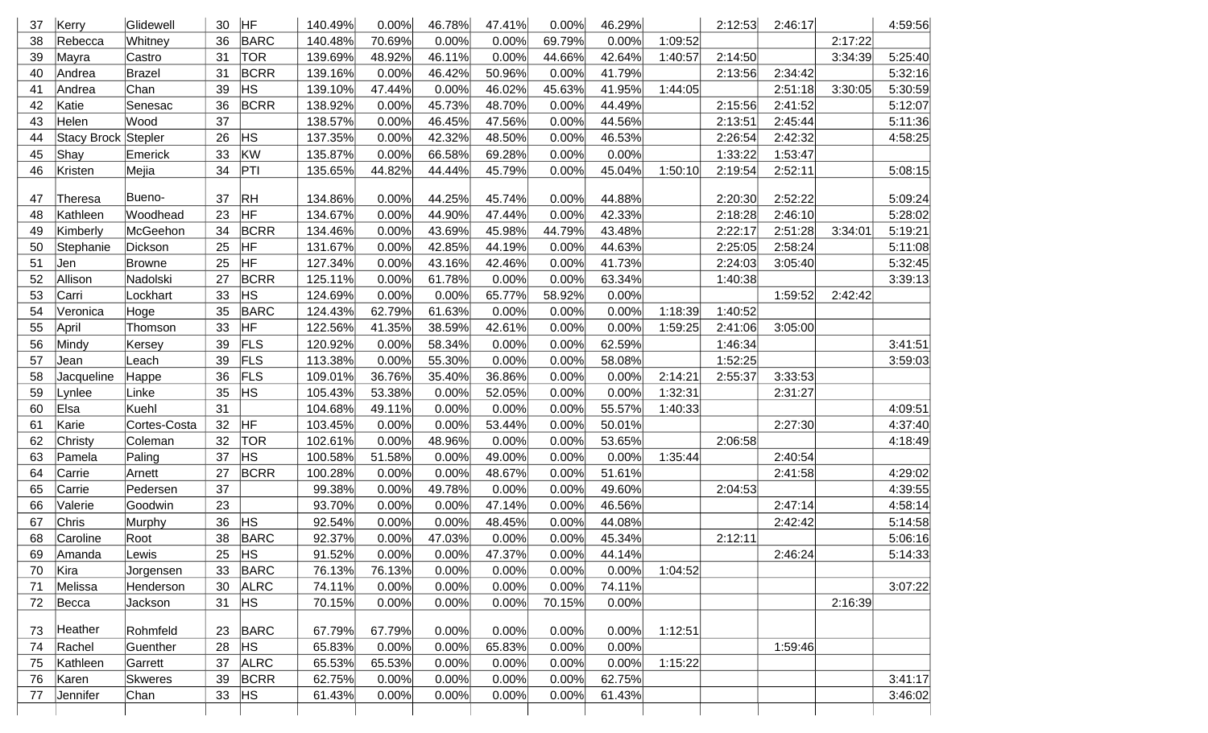| | | | | | | | | | | | | | | | |
|---|---|---|---|---|---|---|---|---|---|---|---|---|---|---|---|
| 37 | Kerry | Glidewell | 30 | HF | 140.49% | 0.00% | 46.78% | 47.41% | 0.00% | 46.29% | | 2:12:53 | 2:46:17 | | 4:59:56 |
| 38 | Rebecca | Whitney | 36 | BARC | 140.48% | 70.69% | 0.00% | 0.00% | 69.79% | 0.00% | 1:09:52 | | | 2:17:22 | |
| 39 | Mayra | Castro | 31 | TOR | 139.69% | 48.92% | 46.11% | 0.00% | 44.66% | 42.64% | 1:40:57 | 2:14:50 | | 3:34:39 | 5:25:40 |
| 40 | Andrea | Brazel | 31 | BCRR | 139.16% | 0.00% | 46.42% | 50.96% | 0.00% | 41.79% | | 2:13:56 | 2:34:42 | | 5:32:16 |
| 41 | Andrea | Chan | 39 | HS | 139.10% | 47.44% | 0.00% | 46.02% | 45.63% | 41.95% | 1:44:05 | | 2:51:18 | 3:30:05 | 5:30:59 |
| 42 | Katie | Senesac | 36 | BCRR | 138.92% | 0.00% | 45.73% | 48.70% | 0.00% | 44.49% | | 2:15:56 | 2:41:52 | | 5:12:07 |
| 43 | Helen | Wood | 37 | | 138.57% | 0.00% | 46.45% | 47.56% | 0.00% | 44.56% | | 2:13:51 | 2:45:44 | | 5:11:36 |
| 44 | Stacy Brock | Stepler | 26 | HS | 137.35% | 0.00% | 42.32% | 48.50% | 0.00% | 46.53% | | 2:26:54 | 2:42:32 | | 4:58:25 |
| 45 | Shay | Emerick | 33 | KW | 135.87% | 0.00% | 66.58% | 69.28% | 0.00% | 0.00% | | 1:33:22 | 1:53:47 | | |
| 46 | Kristen | Mejia | 34 | PTI | 135.65% | 44.82% | 44.44% | 45.79% | 0.00% | 45.04% | 1:50:10 | 2:19:54 | 2:52:11 | | 5:08:15 |
| 47 | Theresa | Bueno- | 37 | RH | 134.86% | 0.00% | 44.25% | 45.74% | 0.00% | 44.88% | | 2:20:30 | 2:52:22 | | 5:09:24 |
| 48 | Kathleen | Woodhead | 23 | HF | 134.67% | 0.00% | 44.90% | 47.44% | 0.00% | 42.33% | | 2:18:28 | 2:46:10 | | 5:28:02 |
| 49 | Kimberly | McGeehon | 34 | BCRR | 134.46% | 0.00% | 43.69% | 45.98% | 44.79% | 43.48% | | 2:22:17 | 2:51:28 | 3:34:01 | 5:19:21 |
| 50 | Stephanie | Dickson | 25 | HF | 131.67% | 0.00% | 42.85% | 44.19% | 0.00% | 44.63% | | 2:25:05 | 2:58:24 | | 5:11:08 |
| 51 | Jen | Browne | 25 | HF | 127.34% | 0.00% | 43.16% | 42.46% | 0.00% | 41.73% | | 2:24:03 | 3:05:40 | | 5:32:45 |
| 52 | Allison | Nadolski | 27 | BCRR | 125.11% | 0.00% | 61.78% | 0.00% | 0.00% | 63.34% | | 1:40:38 | | | 3:39:13 |
| 53 | Carri | Lockhart | 33 | HS | 124.69% | 0.00% | 0.00% | 65.77% | 58.92% | 0.00% | | | 1:59:52 | 2:42:42 | |
| 54 | Veronica | Hoge | 35 | BARC | 124.43% | 62.79% | 61.63% | 0.00% | 0.00% | 0.00% | 1:18:39 | 1:40:52 | | | |
| 55 | April | Thomson | 33 | HF | 122.56% | 41.35% | 38.59% | 42.61% | 0.00% | 0.00% | 1:59:25 | 2:41:06 | 3:05:00 | | |
| 56 | Mindy | Kersey | 39 | FLS | 120.92% | 0.00% | 58.34% | 0.00% | 0.00% | 62.59% | | 1:46:34 | | | 3:41:51 |
| 57 | Jean | Leach | 39 | FLS | 113.38% | 0.00% | 55.30% | 0.00% | 0.00% | 58.08% | | 1:52:25 | | | 3:59:03 |
| 58 | Jacqueline | Happe | 36 | FLS | 109.01% | 36.76% | 35.40% | 36.86% | 0.00% | 0.00% | 2:14:21 | 2:55:37 | 3:33:53 | | |
| 59 | Lynlee | Linke | 35 | HS | 105.43% | 53.38% | 0.00% | 52.05% | 0.00% | 0.00% | 1:32:31 | | 2:31:27 | | |
| 60 | Elsa | Kuehl | 31 | | 104.68% | 49.11% | 0.00% | 0.00% | 0.00% | 55.57% | 1:40:33 | | | | 4:09:51 |
| 61 | Karie | Cortes-Costa | 32 | HF | 103.45% | 0.00% | 0.00% | 53.44% | 0.00% | 50.01% | | | 2:27:30 | | 4:37:40 |
| 62 | Christy | Coleman | 32 | TOR | 102.61% | 0.00% | 48.96% | 0.00% | 0.00% | 53.65% | | 2:06:58 | | | 4:18:49 |
| 63 | Pamela | Paling | 37 | HS | 100.58% | 51.58% | 0.00% | 49.00% | 0.00% | 0.00% | 1:35:44 | | 2:40:54 | | |
| 64 | Carrie | Arnett | 27 | BCRR | 100.28% | 0.00% | 0.00% | 48.67% | 0.00% | 51.61% | | | 2:41:58 | | 4:29:02 |
| 65 | Carrie | Pedersen | 37 | | 99.38% | 0.00% | 49.78% | 0.00% | 0.00% | 49.60% | | 2:04:53 | | | 4:39:55 |
| 66 | Valerie | Goodwin | 23 | | 93.70% | 0.00% | 0.00% | 47.14% | 0.00% | 46.56% | | | 2:47:14 | | 4:58:14 |
| 67 | Chris | Murphy | 36 | HS | 92.54% | 0.00% | 0.00% | 48.45% | 0.00% | 44.08% | | | 2:42:42 | | 5:14:58 |
| 68 | Caroline | Root | 38 | BARC | 92.37% | 0.00% | 47.03% | 0.00% | 0.00% | 45.34% | | 2:12:11 | | | 5:06:16 |
| 69 | Amanda | Lewis | 25 | HS | 91.52% | 0.00% | 0.00% | 47.37% | 0.00% | 44.14% | | | 2:46:24 | | 5:14:33 |
| 70 | Kira | Jorgensen | 33 | BARC | 76.13% | 76.13% | 0.00% | 0.00% | 0.00% | 0.00% | 1:04:52 | | | | |
| 71 | Melissa | Henderson | 30 | ALRC | 74.11% | 0.00% | 0.00% | 0.00% | 0.00% | 74.11% | | | | | 3:07:22 |
| 72 | Becca | Jackson | 31 | HS | 70.15% | 0.00% | 0.00% | 0.00% | 70.15% | 0.00% | | | | 2:16:39 | |
| 73 | Heather | Rohmfeld | 23 | BARC | 67.79% | 67.79% | 0.00% | 0.00% | 0.00% | 0.00% | 1:12:51 | | | | |
| 74 | Rachel | Guenther | 28 | HS | 65.83% | 0.00% | 0.00% | 65.83% | 0.00% | 0.00% | | | 1:59:46 | | |
| 75 | Kathleen | Garrett | 37 | ALRC | 65.53% | 65.53% | 0.00% | 0.00% | 0.00% | 0.00% | 1:15:22 | | | | |
| 76 | Karen | Skweres | 39 | BCRR | 62.75% | 0.00% | 0.00% | 0.00% | 0.00% | 62.75% | | | | | 3:41:17 |
| 77 | Jennifer | Chan | 33 | HS | 61.43% | 0.00% | 0.00% | 0.00% | 0.00% | 61.43% | | | | | 3:46:02 |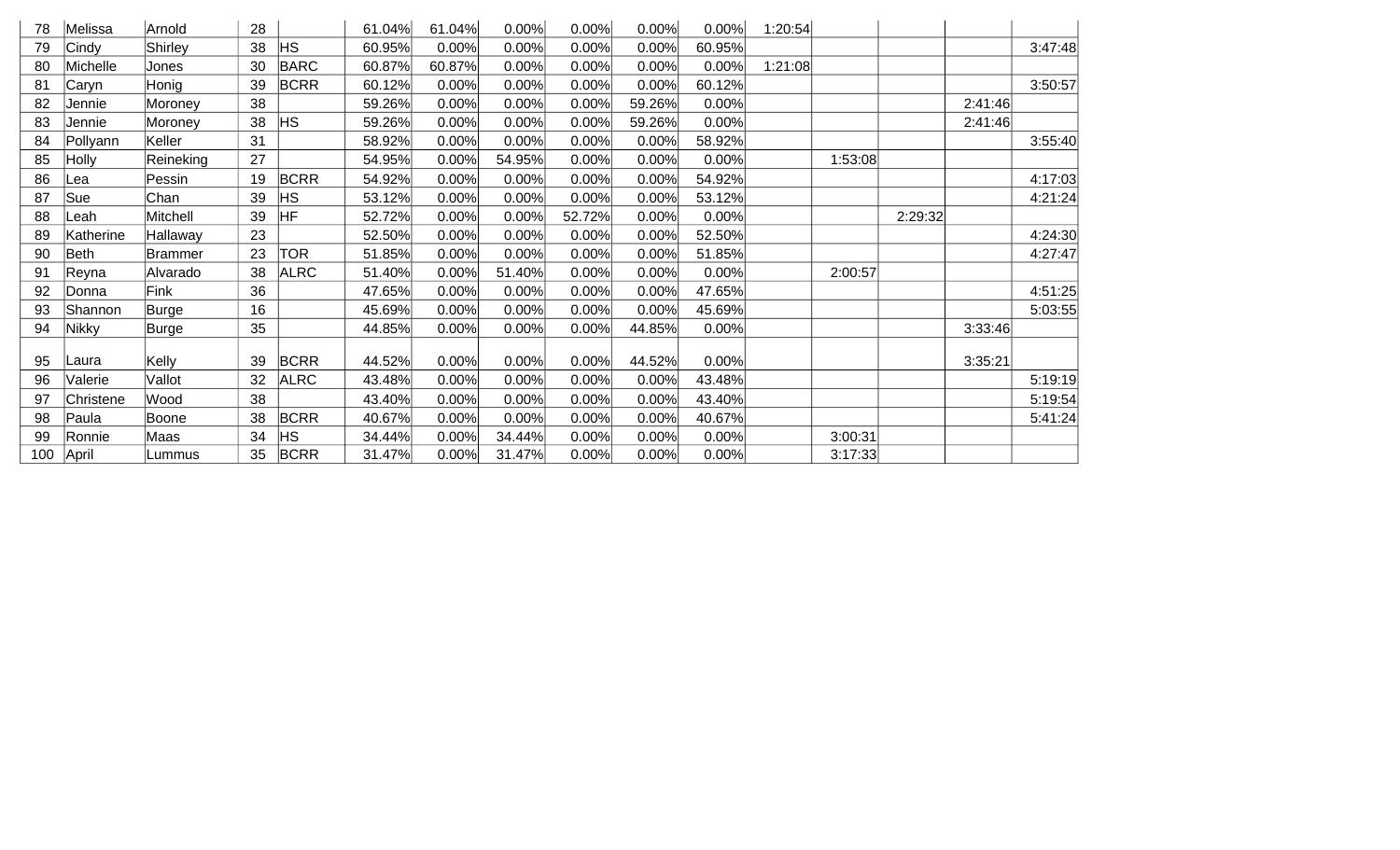| | | | | | | | | | | | | | | | |
|---|---|---|---|---|---|---|---|---|---|---|---|---|---|---|---|
| 78 | Melissa | Arnold | 28 | | 61.04% | 61.04% | 0.00% | 0.00% | 0.00% | 0.00% | 1:20:54 | | | | |
| 79 | Cindy | Shirley | 38 | HS | 60.95% | 0.00% | 0.00% | 0.00% | 0.00% | 60.95% | | | | | 3:47:48 |
| 80 | Michelle | Jones | 30 | BARC | 60.87% | 60.87% | 0.00% | 0.00% | 0.00% | 0.00% | 1:21:08 | | | | |
| 81 | Caryn | Honig | 39 | BCRR | 60.12% | 0.00% | 0.00% | 0.00% | 0.00% | 60.12% | | | | | 3:50:57 |
| 82 | Jennie | Moroney | 38 | | 59.26% | 0.00% | 0.00% | 0.00% | 59.26% | 0.00% | | | | 2:41:46 | |
| 83 | Jennie | Moroney | 38 | HS | 59.26% | 0.00% | 0.00% | 0.00% | 59.26% | 0.00% | | | | 2:41:46 | |
| 84 | Pollyann | Keller | 31 | | 58.92% | 0.00% | 0.00% | 0.00% | 0.00% | 58.92% | | | | | 3:55:40 |
| 85 | Holly | Reineking | 27 | | 54.95% | 0.00% | 54.95% | 0.00% | 0.00% | 0.00% | | 1:53:08 | | | |
| 86 | Lea | Pessin | 19 | BCRR | 54.92% | 0.00% | 0.00% | 0.00% | 0.00% | 54.92% | | | | | 4:17:03 |
| 87 | Sue | Chan | 39 | HS | 53.12% | 0.00% | 0.00% | 0.00% | 0.00% | 53.12% | | | | | 4:21:24 |
| 88 | Leah | Mitchell | 39 | HF | 52.72% | 0.00% | 0.00% | 52.72% | 0.00% | 0.00% | | | 2:29:32 | | |
| 89 | Katherine | Hallaway | 23 | | 52.50% | 0.00% | 0.00% | 0.00% | 0.00% | 52.50% | | | | | 4:24:30 |
| 90 | Beth | Brammer | 23 | TOR | 51.85% | 0.00% | 0.00% | 0.00% | 0.00% | 51.85% | | | | | 4:27:47 |
| 91 | Reyna | Alvarado | 38 | ALRC | 51.40% | 0.00% | 51.40% | 0.00% | 0.00% | 0.00% | | 2:00:57 | | | |
| 92 | Donna | Fink | 36 | | 47.65% | 0.00% | 0.00% | 0.00% | 0.00% | 47.65% | | | | | 4:51:25 |
| 93 | Shannon | Burge | 16 | | 45.69% | 0.00% | 0.00% | 0.00% | 0.00% | 45.69% | | | | | 5:03:55 |
| 94 | Nikky | Burge | 35 | | 44.85% | 0.00% | 0.00% | 0.00% | 44.85% | 0.00% | | | | 3:33:46 | |
| 95 | Laura | Kelly | 39 | BCRR | 44.52% | 0.00% | 0.00% | 0.00% | 44.52% | 0.00% | | | | 3:35:21 | |
| 96 | Valerie | Vallot | 32 | ALRC | 43.48% | 0.00% | 0.00% | 0.00% | 0.00% | 43.48% | | | | | 5:19:19 |
| 97 | Christene | Wood | 38 | | 43.40% | 0.00% | 0.00% | 0.00% | 0.00% | 43.40% | | | | | 5:19:54 |
| 98 | Paula | Boone | 38 | BCRR | 40.67% | 0.00% | 0.00% | 0.00% | 0.00% | 40.67% | | | | | 5:41:24 |
| 99 | Ronnie | Maas | 34 | HS | 34.44% | 0.00% | 34.44% | 0.00% | 0.00% | 0.00% | | 3:00:31 | | | |
| 100 | April | Lummus | 35 | BCRR | 31.47% | 0.00% | 31.47% | 0.00% | 0.00% | 0.00% | | 3:17:33 | | | |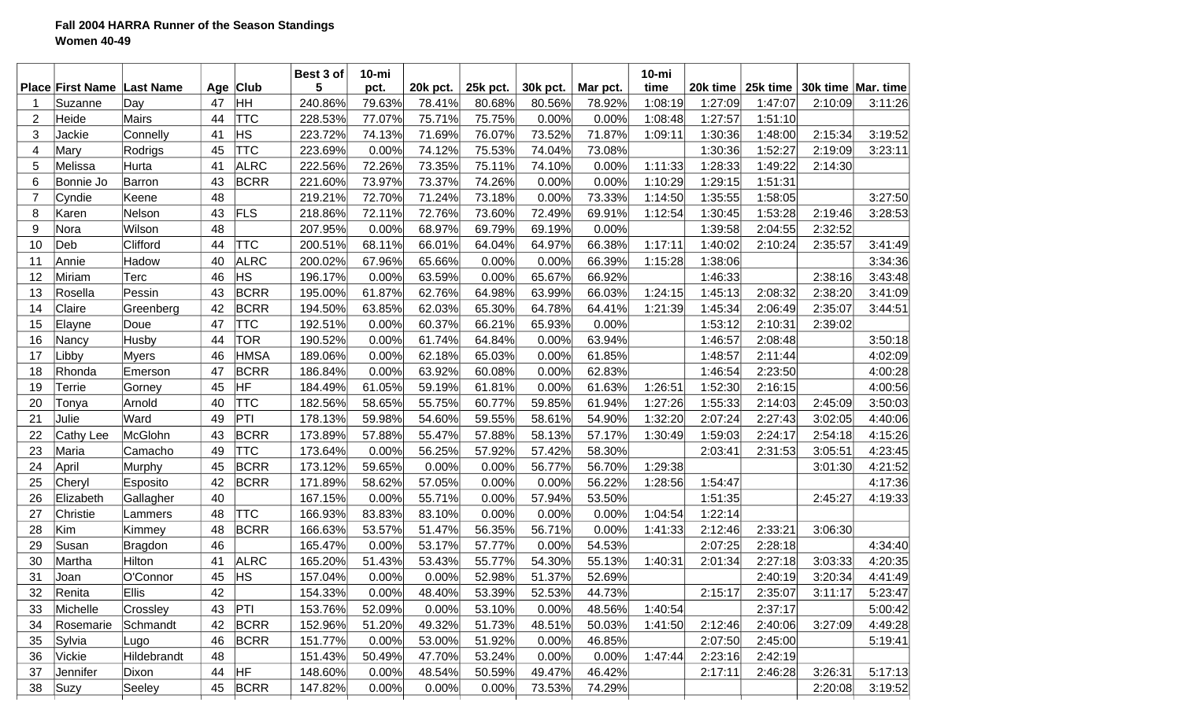**Fall 2004 HARRA Runner of the Season Standings**
**Women 40-49**

| Place | First Name | Last Name | Age | Club | Best 3 of 5 | 10-mi pct. | 20k pct. | 25k pct. | 30k pct. | Mar pct. | 10-mi time | 20k time | 25k time | 30k time | Mar. time |
|---|---|---|---|---|---|---|---|---|---|---|---|---|---|---|---|
| 1 | Suzanne | Day | 47 | HH | 240.86% | 79.63% | 78.41% | 80.68% | 80.56% | 78.92% | 1:08:19 | 1:27:09 | 1:47:07 | 2:10:09 | 3:11:26 |
| 2 | Heide | Mairs | 44 | TTC | 228.53% | 77.07% | 75.71% | 75.75% | 0.00% | 0.00% | 1:08:48 | 1:27:57 | 1:51:10 | | |
| 3 | Jackie | Connelly | 41 | HS | 223.72% | 74.13% | 71.69% | 76.07% | 73.52% | 71.87% | 1:09:11 | 1:30:36 | 1:48:00 | 2:15:34 | 3:19:52 |
| 4 | Mary | Rodrigs | 45 | TTC | 223.69% | 0.00% | 74.12% | 75.53% | 74.04% | 73.08% | | 1:30:36 | 1:52:27 | 2:19:09 | 3:23:11 |
| 5 | Melissa | Hurta | 41 | ALRC | 222.56% | 72.26% | 73.35% | 75.11% | 74.10% | 0.00% | 1:11:33 | 1:28:33 | 1:49:22 | 2:14:30 | |
| 6 | Bonnie Jo | Barron | 43 | BCRR | 221.60% | 73.97% | 73.37% | 74.26% | 0.00% | 0.00% | 1:10:29 | 1:29:15 | 1:51:31 | | |
| 7 | Cyndie | Keene | 48 | | 219.21% | 72.70% | 71.24% | 73.18% | 0.00% | 73.33% | 1:14:50 | 1:35:55 | 1:58:05 | | 3:27:50 |
| 8 | Karen | Nelson | 43 | FLS | 218.86% | 72.11% | 72.76% | 73.60% | 72.49% | 69.91% | 1:12:54 | 1:30:45 | 1:53:28 | 2:19:46 | 3:28:53 |
| 9 | Nora | Wilson | 48 | | 207.95% | 0.00% | 68.97% | 69.79% | 69.19% | 0.00% | | 1:39:58 | 2:04:55 | 2:32:52 | |
| 10 | Deb | Clifford | 44 | TTC | 200.51% | 68.11% | 66.01% | 64.04% | 64.97% | 66.38% | 1:17:11 | 1:40:02 | 2:10:24 | 2:35:57 | 3:41:49 |
| 11 | Annie | Hadow | 40 | ALRC | 200.02% | 67.96% | 65.66% | 0.00% | 0.00% | 66.39% | 1:15:28 | 1:38:06 | | | 3:34:36 |
| 12 | Miriam | Terc | 46 | HS | 196.17% | 0.00% | 63.59% | 0.00% | 65.67% | 66.92% | | 1:46:33 | | 2:38:16 | 3:43:48 |
| 13 | Rosella | Pessin | 43 | BCRR | 195.00% | 61.87% | 62.76% | 64.98% | 63.99% | 66.03% | 1:24:15 | 1:45:13 | 2:08:32 | 2:38:20 | 3:41:09 |
| 14 | Claire | Greenberg | 42 | BCRR | 194.50% | 63.85% | 62.03% | 65.30% | 64.78% | 64.41% | 1:21:39 | 1:45:34 | 2:06:49 | 2:35:07 | 3:44:51 |
| 15 | Elayne | Doue | 47 | TTC | 192.51% | 0.00% | 60.37% | 66.21% | 65.93% | 0.00% | | 1:53:12 | 2:10:31 | 2:39:02 | |
| 16 | Nancy | Husby | 44 | TOR | 190.52% | 0.00% | 61.74% | 64.84% | 0.00% | 63.94% | | 1:46:57 | 2:08:48 | | 3:50:18 |
| 17 | Libby | Myers | 46 | HMSA | 189.06% | 0.00% | 62.18% | 65.03% | 0.00% | 61.85% | | 1:48:57 | 2:11:44 | | 4:02:09 |
| 18 | Rhonda | Emerson | 47 | BCRR | 186.84% | 0.00% | 63.92% | 60.08% | 0.00% | 62.83% | | 1:46:54 | 2:23:50 | | 4:00:28 |
| 19 | Terrie | Gorney | 45 | HF | 184.49% | 61.05% | 59.19% | 61.81% | 0.00% | 61.63% | 1:26:51 | 1:52:30 | 2:16:15 | | 4:00:56 |
| 20 | Tonya | Arnold | 40 | TTC | 182.56% | 58.65% | 55.75% | 60.77% | 59.85% | 61.94% | 1:27:26 | 1:55:33 | 2:14:03 | 2:45:09 | 3:50:03 |
| 21 | Julie | Ward | 49 | PTI | 178.13% | 59.98% | 54.60% | 59.55% | 58.61% | 54.90% | 1:32:20 | 2:07:24 | 2:27:43 | 3:02:05 | 4:40:06 |
| 22 | Cathy Lee | McGlohn | 43 | BCRR | 173.89% | 57.88% | 55.47% | 57.88% | 58.13% | 57.17% | 1:30:49 | 1:59:03 | 2:24:17 | 2:54:18 | 4:15:26 |
| 23 | Maria | Camacho | 49 | TTC | 173.64% | 0.00% | 56.25% | 57.92% | 57.42% | 58.30% | | 2:03:41 | 2:31:53 | 3:05:51 | 4:23:45 |
| 24 | April | Murphy | 45 | BCRR | 173.12% | 59.65% | 0.00% | 0.00% | 56.77% | 56.70% | 1:29:38 | | | 3:01:30 | 4:21:52 |
| 25 | Cheryl | Esposito | 42 | BCRR | 171.89% | 58.62% | 57.05% | 0.00% | 0.00% | 56.22% | 1:28:56 | 1:54:47 | | | 4:17:36 |
| 26 | Elizabeth | Gallagher | 40 | | 167.15% | 0.00% | 55.71% | 0.00% | 57.94% | 53.50% | | 1:51:35 | | 2:45:27 | 4:19:33 |
| 27 | Christie | Lammers | 48 | TTC | 166.93% | 83.83% | 83.10% | 0.00% | 0.00% | 0.00% | 1:04:54 | 1:22:14 | | | |
| 28 | Kim | Kimmey | 48 | BCRR | 166.63% | 53.57% | 51.47% | 56.35% | 56.71% | 0.00% | 1:41:33 | 2:12:46 | 2:33:21 | 3:06:30 | |
| 29 | Susan | Bragdon | 46 | | 165.47% | 0.00% | 53.17% | 57.77% | 0.00% | 54.53% | | 2:07:25 | 2:28:18 | | 4:34:40 |
| 30 | Martha | Hilton | 41 | ALRC | 165.20% | 51.43% | 53.43% | 55.77% | 54.30% | 55.13% | 1:40:31 | 2:01:34 | 2:27:18 | 3:03:33 | 4:20:35 |
| 31 | Joan | O'Connor | 45 | HS | 157.04% | 0.00% | 0.00% | 52.98% | 51.37% | 52.69% | | | 2:40:19 | 3:20:34 | 4:41:49 |
| 32 | Renita | Ellis | 42 | | 154.33% | 0.00% | 48.40% | 53.39% | 52.53% | 44.73% | | 2:15:17 | 2:35:07 | 3:11:17 | 5:23:47 |
| 33 | Michelle | Crossley | 43 | PTI | 153.76% | 52.09% | 0.00% | 53.10% | 0.00% | 48.56% | 1:40:54 | | 2:37:17 | | 5:00:42 |
| 34 | Rosemarie | Schmandt | 42 | BCRR | 152.96% | 51.20% | 49.32% | 51.73% | 48.51% | 50.03% | 1:41:50 | 2:12:46 | 2:40:06 | 3:27:09 | 4:49:28 |
| 35 | Sylvia | Lugo | 46 | BCRR | 151.77% | 0.00% | 53.00% | 51.92% | 0.00% | 46.85% | | 2:07:50 | 2:45:00 | | 5:19:41 |
| 36 | Vickie | Hildebrandt | 48 | | 151.43% | 50.49% | 47.70% | 53.24% | 0.00% | 0.00% | 1:47:44 | 2:23:16 | 2:42:19 | | |
| 37 | Jennifer | Dixon | 44 | HF | 148.60% | 0.00% | 48.54% | 50.59% | 49.47% | 46.42% | | 2:17:11 | 2:46:28 | 3:26:31 | 5:17:13 |
| 38 | Suzy | Seeley | 45 | BCRR | 147.82% | 0.00% | 0.00% | 0.00% | 73.53% | 74.29% | | | | 2:20:08 | 3:19:52 |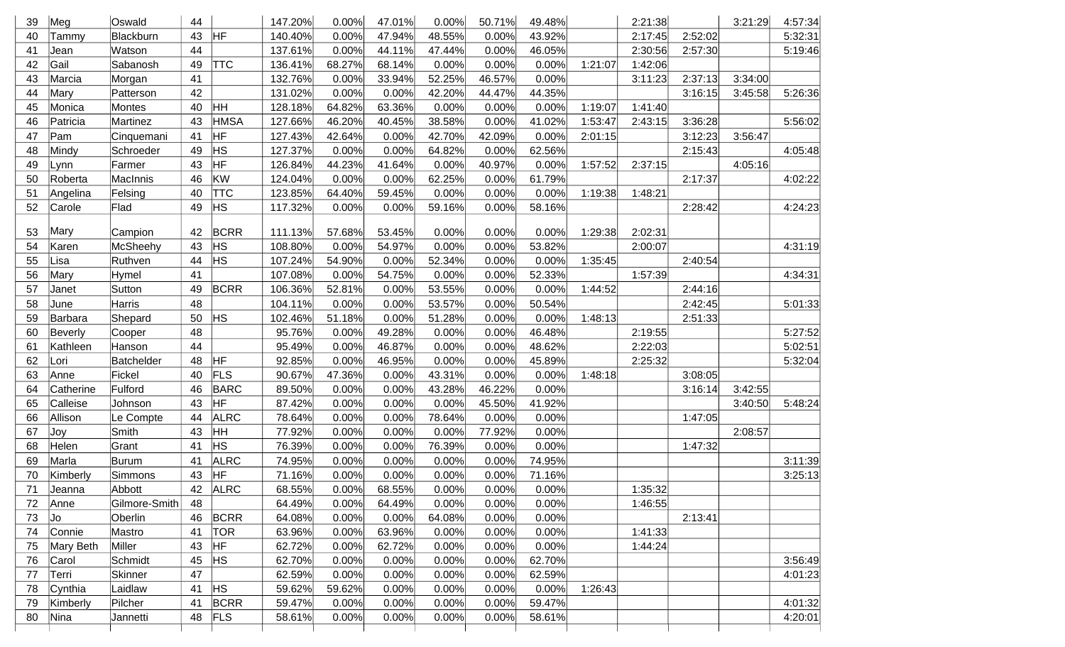| | | | | | | | | | | | | | | | |
|---|---|---|---|---|---|---|---|---|---|---|---|---|---|---|---|
| 39 | Meg | Oswald | 44 | | 147.20% | 0.00% | 47.01% | 0.00% | 50.71% | 49.48% | | 2:21:38 | | 3:21:29 | 4:57:34 |
| 40 | Tammy | Blackburn | 43 | HF | 140.40% | 0.00% | 47.94% | 48.55% | 0.00% | 43.92% | | 2:17:45 | 2:52:02 | | 5:32:31 |
| 41 | Jean | Watson | 44 | | 137.61% | 0.00% | 44.11% | 47.44% | 0.00% | 46.05% | | 2:30:56 | 2:57:30 | | 5:19:46 |
| 42 | Gail | Sabanosh | 49 | TTC | 136.41% | 68.27% | 68.14% | 0.00% | 0.00% | 0.00% | 1:21:07 | 1:42:06 | | | |
| 43 | Marcia | Morgan | 41 | | 132.76% | 0.00% | 33.94% | 52.25% | 46.57% | 0.00% | | 3:11:23 | 2:37:13 | 3:34:00 | |
| 44 | Mary | Patterson | 42 | | 131.02% | 0.00% | 0.00% | 42.20% | 44.47% | 44.35% | | | 3:16:15 | 3:45:58 | 5:26:36 |
| 45 | Monica | Montes | 40 | HH | 128.18% | 64.82% | 63.36% | 0.00% | 0.00% | 0.00% | 1:19:07 | 1:41:40 | | | |
| 46 | Patricia | Martinez | 43 | HMSA | 127.66% | 46.20% | 40.45% | 38.58% | 0.00% | 41.02% | 1:53:47 | 2:43:15 | 3:36:28 | | 5:56:02 |
| 47 | Pam | Cinquemani | 41 | HF | 127.43% | 42.64% | 0.00% | 42.70% | 42.09% | 0.00% | 2:01:15 | | 3:12:23 | 3:56:47 | |
| 48 | Mindy | Schroeder | 49 | HS | 127.37% | 0.00% | 0.00% | 64.82% | 0.00% | 62.56% | | | 2:15:43 | | 4:05:48 |
| 49 | Lynn | Farmer | 43 | HF | 126.84% | 44.23% | 41.64% | 0.00% | 40.97% | 0.00% | 1:57:52 | 2:37:15 | | 4:05:16 | |
| 50 | Roberta | MacInnis | 46 | KW | 124.04% | 0.00% | 0.00% | 62.25% | 0.00% | 61.79% | | | 2:17:37 | | 4:02:22 |
| 51 | Angelina | Felsing | 40 | TTC | 123.85% | 64.40% | 59.45% | 0.00% | 0.00% | 0.00% | 1:19:38 | 1:48:21 | | | |
| 52 | Carole | Flad | 49 | HS | 117.32% | 0.00% | 0.00% | 59.16% | 0.00% | 58.16% | | | 2:28:42 | | 4:24:23 |
| 53 | Mary | Campion | 42 | BCRR | 111.13% | 57.68% | 53.45% | 0.00% | 0.00% | 0.00% | 1:29:38 | 2:02:31 | | | |
| 54 | Karen | McSheehy | 43 | HS | 108.80% | 0.00% | 54.97% | 0.00% | 0.00% | 53.82% | | 2:00:07 | | | 4:31:19 |
| 55 | Lisa | Ruthven | 44 | HS | 107.24% | 54.90% | 0.00% | 52.34% | 0.00% | 0.00% | 1:35:45 | | 2:40:54 | | |
| 56 | Mary | Hymel | 41 | | 107.08% | 0.00% | 54.75% | 0.00% | 0.00% | 52.33% | | 1:57:39 | | | 4:34:31 |
| 57 | Janet | Sutton | 49 | BCRR | 106.36% | 52.81% | 0.00% | 53.55% | 0.00% | 0.00% | 1:44:52 | | 2:44:16 | | |
| 58 | June | Harris | 48 | | 104.11% | 0.00% | 0.00% | 53.57% | 0.00% | 50.54% | | | 2:42:45 | | 5:01:33 |
| 59 | Barbara | Shepard | 50 | HS | 102.46% | 51.18% | 0.00% | 51.28% | 0.00% | 0.00% | 1:48:13 | | 2:51:33 | | |
| 60 | Beverly | Cooper | 48 | | 95.76% | 0.00% | 49.28% | 0.00% | 0.00% | 46.48% | | 2:19:55 | | | 5:27:52 |
| 61 | Kathleen | Hanson | 44 | | 95.49% | 0.00% | 46.87% | 0.00% | 0.00% | 48.62% | | 2:22:03 | | | 5:02:51 |
| 62 | Lori | Batchelder | 48 | HF | 92.85% | 0.00% | 46.95% | 0.00% | 0.00% | 45.89% | | 2:25:32 | | | 5:32:04 |
| 63 | Anne | Fickel | 40 | FLS | 90.67% | 47.36% | 0.00% | 43.31% | 0.00% | 0.00% | 1:48:18 | | 3:08:05 | | |
| 64 | Catherine | Fulford | 46 | BARC | 89.50% | 0.00% | 0.00% | 43.28% | 46.22% | 0.00% | | | 3:16:14 | 3:42:55 | |
| 65 | Calleise | Johnson | 43 | HF | 87.42% | 0.00% | 0.00% | 0.00% | 45.50% | 41.92% | | | | 3:40:50 | 5:48:24 |
| 66 | Allison | Le Compte | 44 | ALRC | 78.64% | 0.00% | 0.00% | 78.64% | 0.00% | 0.00% | | | 1:47:05 | | |
| 67 | Joy | Smith | 43 | HH | 77.92% | 0.00% | 0.00% | 0.00% | 77.92% | 0.00% | | | | 2:08:57 | |
| 68 | Helen | Grant | 41 | HS | 76.39% | 0.00% | 0.00% | 76.39% | 0.00% | 0.00% | | | 1:47:32 | | |
| 69 | Marla | Burum | 41 | ALRC | 74.95% | 0.00% | 0.00% | 0.00% | 0.00% | 74.95% | | | | | 3:11:39 |
| 70 | Kimberly | Simmons | 43 | HF | 71.16% | 0.00% | 0.00% | 0.00% | 0.00% | 71.16% | | | | | 3:25:13 |
| 71 | Jeanna | Abbott | 42 | ALRC | 68.55% | 0.00% | 68.55% | 0.00% | 0.00% | 0.00% | | 1:35:32 | | | |
| 72 | Anne | Gilmore-Smith | 48 | | 64.49% | 0.00% | 64.49% | 0.00% | 0.00% | 0.00% | | 1:46:55 | | | |
| 73 | Jo | Oberlin | 46 | BCRR | 64.08% | 0.00% | 0.00% | 64.08% | 0.00% | 0.00% | | | 2:13:41 | | |
| 74 | Connie | Mastro | 41 | TOR | 63.96% | 0.00% | 63.96% | 0.00% | 0.00% | 0.00% | | 1:41:33 | | | |
| 75 | Mary Beth | Miller | 43 | HF | 62.72% | 0.00% | 62.72% | 0.00% | 0.00% | 0.00% | | 1:44:24 | | | |
| 76 | Carol | Schmidt | 45 | HS | 62.70% | 0.00% | 0.00% | 0.00% | 0.00% | 62.70% | | | | | 3:56:49 |
| 77 | Terri | Skinner | 47 | | 62.59% | 0.00% | 0.00% | 0.00% | 0.00% | 62.59% | | | | | 4:01:23 |
| 78 | Cynthia | Laidlaw | 41 | HS | 59.62% | 59.62% | 0.00% | 0.00% | 0.00% | 0.00% | 1:26:43 | | | | |
| 79 | Kimberly | Pilcher | 41 | BCRR | 59.47% | 0.00% | 0.00% | 0.00% | 0.00% | 59.47% | | | | | 4:01:32 |
| 80 | Nina | Jannetti | 48 | FLS | 58.61% | 0.00% | 0.00% | 0.00% | 0.00% | 58.61% | | | | | 4:20:01 |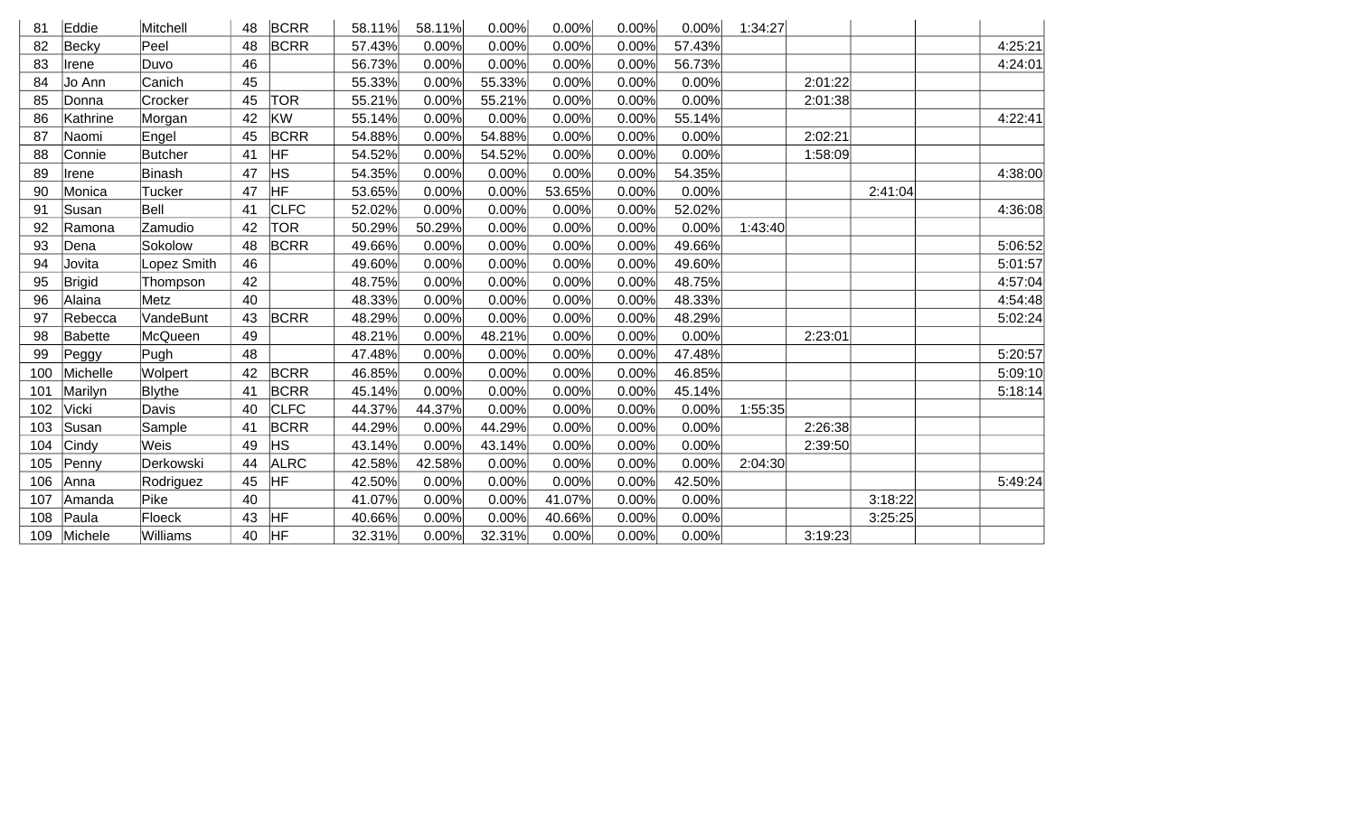| 81 | Eddie | Mitchell | 48 | BCRR | 58.11% | 58.11% | 0.00% | 0.00% | 0.00% | 0.00% | 1:34:27 | | | | |
|---|---|---|---|---|---|---|---|---|---|---|---|---|---|---|---|
| 82 | Becky | Peel | 48 | BCRR | 57.43% | 0.00% | 0.00% | 0.00% | 0.00% | 57.43% | | | | | 4:25:21 |
| 83 | Irene | Duvo | 46 | | 56.73% | 0.00% | 0.00% | 0.00% | 0.00% | 56.73% | | | | | 4:24:01 |
| 84 | Jo Ann | Canich | 45 | | 55.33% | 0.00% | 55.33% | 0.00% | 0.00% | 0.00% | | 2:01:22 | | | |
| 85 | Donna | Crocker | 45 | TOR | 55.21% | 0.00% | 55.21% | 0.00% | 0.00% | 0.00% | | 2:01:38 | | | |
| 86 | Kathrine | Morgan | 42 | KW | 55.14% | 0.00% | 0.00% | 0.00% | 0.00% | 55.14% | | | | | 4:22:41 |
| 87 | Naomi | Engel | 45 | BCRR | 54.88% | 0.00% | 54.88% | 0.00% | 0.00% | 0.00% | | 2:02:21 | | | |
| 88 | Connie | Butcher | 41 | HF | 54.52% | 0.00% | 54.52% | 0.00% | 0.00% | 0.00% | | 1:58:09 | | | |
| 89 | Irene | Binash | 47 | HS | 54.35% | 0.00% | 0.00% | 0.00% | 0.00% | 54.35% | | | | | 4:38:00 |
| 90 | Monica | Tucker | 47 | HF | 53.65% | 0.00% | 0.00% | 53.65% | 0.00% | 0.00% | | | 2:41:04 | | |
| 91 | Susan | Bell | 41 | CLFC | 52.02% | 0.00% | 0.00% | 0.00% | 0.00% | 52.02% | | | | | 4:36:08 |
| 92 | Ramona | Zamudio | 42 | TOR | 50.29% | 50.29% | 0.00% | 0.00% | 0.00% | 0.00% | 1:43:40 | | | | |
| 93 | Dena | Sokolow | 48 | BCRR | 49.66% | 0.00% | 0.00% | 0.00% | 0.00% | 49.66% | | | | | 5:06:52 |
| 94 | Jovita | Lopez Smith | 46 | | 49.60% | 0.00% | 0.00% | 0.00% | 0.00% | 49.60% | | | | | 5:01:57 |
| 95 | Brigid | Thompson | 42 | | 48.75% | 0.00% | 0.00% | 0.00% | 0.00% | 48.75% | | | | | 4:57:04 |
| 96 | Alaina | Metz | 40 | | 48.33% | 0.00% | 0.00% | 0.00% | 0.00% | 48.33% | | | | | 4:54:48 |
| 97 | Rebecca | VandeBunt | 43 | BCRR | 48.29% | 0.00% | 0.00% | 0.00% | 0.00% | 48.29% | | | | | 5:02:24 |
| 98 | Babette | McQueen | 49 | | 48.21% | 0.00% | 48.21% | 0.00% | 0.00% | 0.00% | | 2:23:01 | | | |
| 99 | Peggy | Pugh | 48 | | 47.48% | 0.00% | 0.00% | 0.00% | 0.00% | 47.48% | | | | | 5:20:57 |
| 100 | Michelle | Wolpert | 42 | BCRR | 46.85% | 0.00% | 0.00% | 0.00% | 0.00% | 46.85% | | | | | 5:09:10 |
| 101 | Marilyn | Blythe | 41 | BCRR | 45.14% | 0.00% | 0.00% | 0.00% | 0.00% | 45.14% | | | | | 5:18:14 |
| 102 | Vicki | Davis | 40 | CLFC | 44.37% | 44.37% | 0.00% | 0.00% | 0.00% | 0.00% | 1:55:35 | | | | |
| 103 | Susan | Sample | 41 | BCRR | 44.29% | 0.00% | 44.29% | 0.00% | 0.00% | 0.00% | | 2:26:38 | | | |
| 104 | Cindy | Weis | 49 | HS | 43.14% | 0.00% | 43.14% | 0.00% | 0.00% | 0.00% | | 2:39:50 | | | |
| 105 | Penny | Derkowski | 44 | ALRC | 42.58% | 42.58% | 0.00% | 0.00% | 0.00% | 0.00% | 2:04:30 | | | | |
| 106 | Anna | Rodriguez | 45 | HF | 42.50% | 0.00% | 0.00% | 0.00% | 0.00% | 42.50% | | | | | 5:49:24 |
| 107 | Amanda | Pike | 40 | | 41.07% | 0.00% | 0.00% | 41.07% | 0.00% | 0.00% | | | 3:18:22 | | |
| 108 | Paula | Floeck | 43 | HF | 40.66% | 0.00% | 0.00% | 40.66% | 0.00% | 0.00% | | | 3:25:25 | | |
| 109 | Michele | Williams | 40 | HF | 32.31% | 0.00% | 32.31% | 0.00% | 0.00% | 0.00% | | 3:19:23 | | | |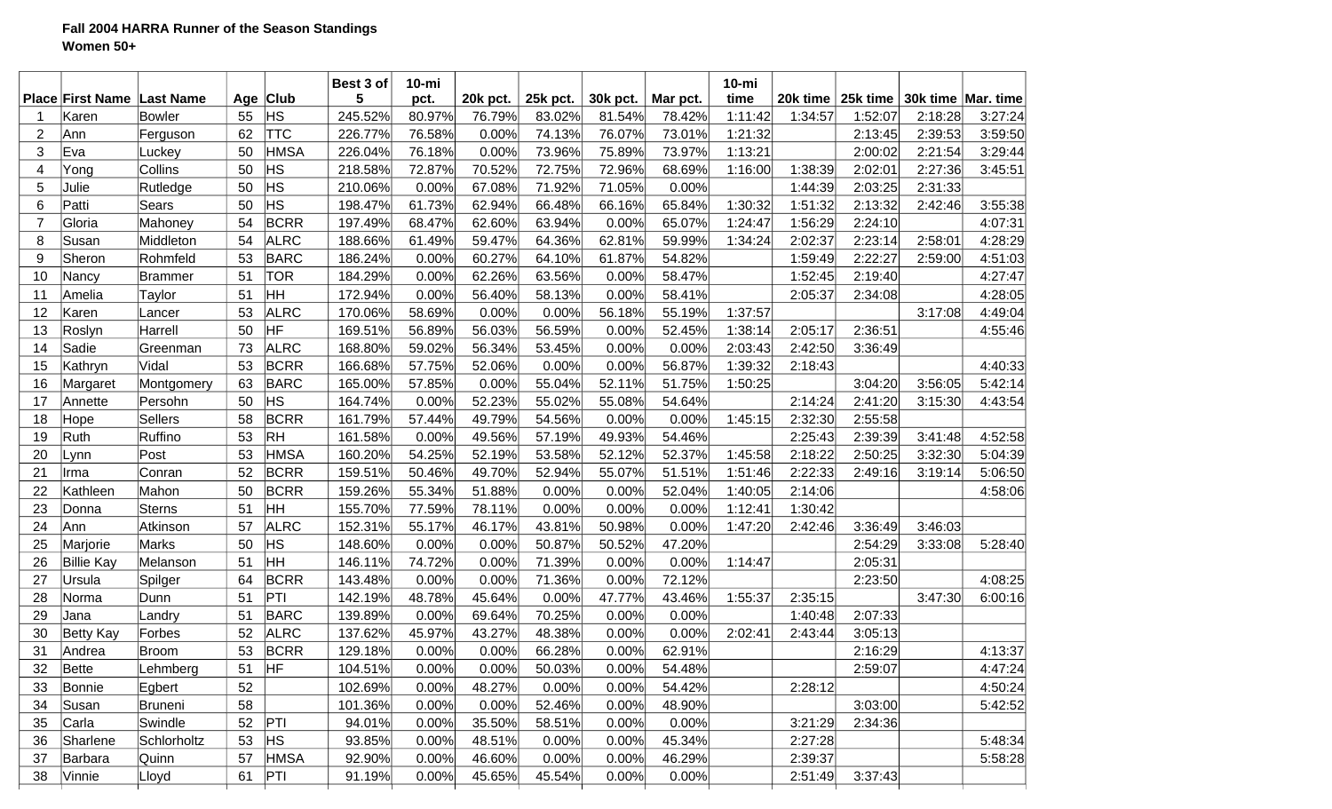**Fall 2004 HARRA Runner of the Season Standings**
**Women 50+**

| Place | First Name | Last Name | Age | Club | Best 3 of 5 | 10-mi pct. | 20k pct. | 25k pct. | 30k pct. | Mar pct. | 10-mi time | 20k time | 25k time | 30k time | Mar. time |
|---|---|---|---|---|---|---|---|---|---|---|---|---|---|---|---|
| 1 | Karen | Bowler | 55 | HS | 245.52% | 80.97% | 76.79% | 83.02% | 81.54% | 78.42% | 1:11:42 | 1:34:57 | 1:52:07 | 2:18:28 | 3:27:24 |
| 2 | Ann | Ferguson | 62 | TTC | 226.77% | 76.58% | 0.00% | 74.13% | 76.07% | 73.01% | 1:21:32 | | 2:13:45 | 2:39:53 | 3:59:50 |
| 3 | Eva | Luckey | 50 | HMSA | 226.04% | 76.18% | 0.00% | 73.96% | 75.89% | 73.97% | 1:13:21 | | 2:00:02 | 2:21:54 | 3:29:44 |
| 4 | Yong | Collins | 50 | HS | 218.58% | 72.87% | 70.52% | 72.75% | 72.96% | 68.69% | 1:16:00 | 1:38:39 | 2:02:01 | 2:27:36 | 3:45:51 |
| 5 | Julie | Rutledge | 50 | HS | 210.06% | 0.00% | 67.08% | 71.92% | 71.05% | 0.00% | | 1:44:39 | 2:03:25 | 2:31:33 | |
| 6 | Patti | Sears | 50 | HS | 198.47% | 61.73% | 62.94% | 66.48% | 66.16% | 65.84% | 1:30:32 | 1:51:32 | 2:13:32 | 2:42:46 | 3:55:38 |
| 7 | Gloria | Mahoney | 54 | BCRR | 197.49% | 68.47% | 62.60% | 63.94% | 0.00% | 65.07% | 1:24:47 | 1:56:29 | 2:24:10 | | 4:07:31 |
| 8 | Susan | Middleton | 54 | ALRC | 188.66% | 61.49% | 59.47% | 64.36% | 62.81% | 59.99% | 1:34:24 | 2:02:37 | 2:23:14 | 2:58:01 | 4:28:29 |
| 9 | Sheron | Rohmfeld | 53 | BARC | 186.24% | 0.00% | 60.27% | 64.10% | 61.87% | 54.82% | | 1:59:49 | 2:22:27 | 2:59:00 | 4:51:03 |
| 10 | Nancy | Brammer | 51 | TOR | 184.29% | 0.00% | 62.26% | 63.56% | 0.00% | 58.47% | | 1:52:45 | 2:19:40 | | 4:27:47 |
| 11 | Amelia | Taylor | 51 | HH | 172.94% | 0.00% | 56.40% | 58.13% | 0.00% | 58.41% | | 2:05:37 | 2:34:08 | | 4:28:05 |
| 12 | Karen | Lancer | 53 | ALRC | 170.06% | 58.69% | 0.00% | 0.00% | 56.18% | 55.19% | 1:37:57 | | | 3:17:08 | 4:49:04 |
| 13 | Roslyn | Harrell | 50 | HF | 169.51% | 56.89% | 56.03% | 56.59% | 0.00% | 52.45% | 1:38:14 | 2:05:17 | 2:36:51 | | 4:55:46 |
| 14 | Sadie | Greenman | 73 | ALRC | 168.80% | 59.02% | 56.34% | 53.45% | 0.00% | 0.00% | 2:03:43 | 2:42:50 | 3:36:49 | | |
| 15 | Kathryn | Vidal | 53 | BCRR | 166.68% | 57.75% | 52.06% | 0.00% | 0.00% | 56.87% | 1:39:32 | 2:18:43 | | | 4:40:33 |
| 16 | Margaret | Montgomery | 63 | BARC | 165.00% | 57.85% | 0.00% | 55.04% | 52.11% | 51.75% | 1:50:25 | | 3:04:20 | 3:56:05 | 5:42:14 |
| 17 | Annette | Persohn | 50 | HS | 164.74% | 0.00% | 52.23% | 55.02% | 55.08% | 54.64% | | 2:14:24 | 2:41:20 | 3:15:30 | 4:43:54 |
| 18 | Hope | Sellers | 58 | BCRR | 161.79% | 57.44% | 49.79% | 54.56% | 0.00% | 0.00% | 1:45:15 | 2:32:30 | 2:55:58 | | |
| 19 | Ruth | Ruffino | 53 | RH | 161.58% | 0.00% | 49.56% | 57.19% | 49.93% | 54.46% | | 2:25:43 | 2:39:39 | 3:41:48 | 4:52:58 |
| 20 | Lynn | Post | 53 | HMSA | 160.20% | 54.25% | 52.19% | 53.58% | 52.12% | 52.37% | 1:45:58 | 2:18:22 | 2:50:25 | 3:32:30 | 5:04:39 |
| 21 | Irma | Conran | 52 | BCRR | 159.51% | 50.46% | 49.70% | 52.94% | 55.07% | 51.51% | 1:51:46 | 2:22:33 | 2:49:16 | 3:19:14 | 5:06:50 |
| 22 | Kathleen | Mahon | 50 | BCRR | 159.26% | 55.34% | 51.88% | 0.00% | 0.00% | 52.04% | 1:40:05 | 2:14:06 | | | 4:58:06 |
| 23 | Donna | Sterns | 51 | HH | 155.70% | 77.59% | 78.11% | 0.00% | 0.00% | 0.00% | 1:12:41 | 1:30:42 | | | |
| 24 | Ann | Atkinson | 57 | ALRC | 152.31% | 55.17% | 46.17% | 43.81% | 50.98% | 0.00% | 1:47:20 | 2:42:46 | 3:36:49 | 3:46:03 | |
| 25 | Marjorie | Marks | 50 | HS | 148.60% | 0.00% | 0.00% | 50.87% | 50.52% | 47.20% | | | 2:54:29 | 3:33:08 | 5:28:40 |
| 26 | Billie Kay | Melanson | 51 | HH | 146.11% | 74.72% | 0.00% | 71.39% | 0.00% | 0.00% | 1:14:47 | | 2:05:31 | | |
| 27 | Ursula | Spilger | 64 | BCRR | 143.48% | 0.00% | 0.00% | 71.36% | 0.00% | 72.12% | | | 2:23:50 | | 4:08:25 |
| 28 | Norma | Dunn | 51 | PTI | 142.19% | 48.78% | 45.64% | 0.00% | 47.77% | 43.46% | 1:55:37 | 2:35:15 | | 3:47:30 | 6:00:16 |
| 29 | Jana | Landry | 51 | BARC | 139.89% | 0.00% | 69.64% | 70.25% | 0.00% | 0.00% | | 1:40:48 | 2:07:33 | | |
| 30 | Betty Kay | Forbes | 52 | ALRC | 137.62% | 45.97% | 43.27% | 48.38% | 0.00% | 0.00% | 2:02:41 | 2:43:44 | 3:05:13 | | |
| 31 | Andrea | Broom | 53 | BCRR | 129.18% | 0.00% | 0.00% | 66.28% | 0.00% | 62.91% | | | 2:16:29 | | 4:13:37 |
| 32 | Bette | Lehmberg | 51 | HF | 104.51% | 0.00% | 0.00% | 50.03% | 0.00% | 54.48% | | | 2:59:07 | | 4:47:24 |
| 33 | Bonnie | Egbert | 52 | | 102.69% | 0.00% | 48.27% | 0.00% | 0.00% | 54.42% | | 2:28:12 | | | 4:50:24 |
| 34 | Susan | Bruneni | 58 | | 101.36% | 0.00% | 0.00% | 52.46% | 0.00% | 48.90% | | | 3:03:00 | | 5:42:52 |
| 35 | Carla | Swindle | 52 | PTI | 94.01% | 0.00% | 35.50% | 58.51% | 0.00% | 0.00% | | 3:21:29 | 2:34:36 | | |
| 36 | Sharlene | Schlorholtz | 53 | HS | 93.85% | 0.00% | 48.51% | 0.00% | 0.00% | 45.34% | | 2:27:28 | | | 5:48:34 |
| 37 | Barbara | Quinn | 57 | HMSA | 92.90% | 0.00% | 46.60% | 0.00% | 0.00% | 46.29% | | 2:39:37 | | | 5:58:28 |
| 38 | Vinnie | Lloyd | 61 | PTI | 91.19% | 0.00% | 45.65% | 45.54% | 0.00% | 0.00% | | 2:51:49 | 3:37:43 | | |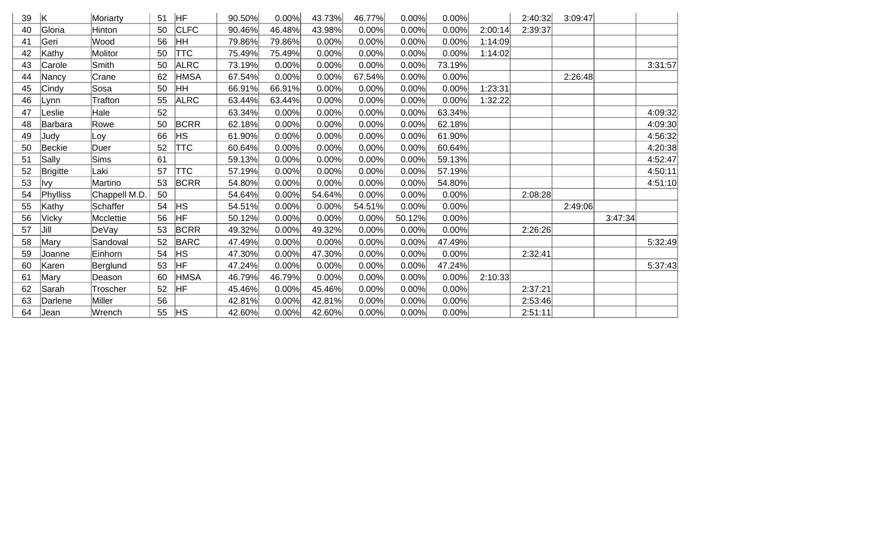| | | | | | | | | | | | | | | | |
|---|---|---|---|---|---|---|---|---|---|---|---|---|---|---|---|
| 39 | K | Moriarty | 51 | HF | 90.50% | 0.00% | 43.73% | 46.77% | 0.00% | 0.00% | | 2:40:32 | 3:09:47 | | |
| 40 | Gloria | Hinton | 50 | CLFC | 90.46% | 46.48% | 43.98% | 0.00% | 0.00% | 0.00% | 2:00:14 | 2:39:37 | | | |
| 41 | Geri | Wood | 56 | HH | 79.86% | 79.86% | 0.00% | 0.00% | 0.00% | 0.00% | 1:14:09 | | | | |
| 42 | Kathy | Molitor | 50 | TTC | 75.49% | 75.49% | 0.00% | 0.00% | 0.00% | 0.00% | 1:14:02 | | | | |
| 43 | Carole | Smith | 50 | ALRC | 73.19% | 0.00% | 0.00% | 0.00% | 0.00% | 73.19% | | | | | 3:31:57 |
| 44 | Nancy | Crane | 62 | HMSA | 67.54% | 0.00% | 0.00% | 67.54% | 0.00% | 0.00% | | | 2:26:48 | | |
| 45 | Cindy | Sosa | 50 | HH | 66.91% | 66.91% | 0.00% | 0.00% | 0.00% | 0.00% | 1:23:31 | | | | |
| 46 | Lynn | Trafton | 55 | ALRC | 63.44% | 63.44% | 0.00% | 0.00% | 0.00% | 0.00% | 1:32:22 | | | | |
| 47 | Leslie | Hale | 52 | | 63.34% | 0.00% | 0.00% | 0.00% | 0.00% | 63.34% | | | | | 4:09:32 |
| 48 | Barbara | Rowe | 50 | BCRR | 62.18% | 0.00% | 0.00% | 0.00% | 0.00% | 62.18% | | | | | 4:09:30 |
| 49 | Judy | Loy | 66 | HS | 61.90% | 0.00% | 0.00% | 0.00% | 0.00% | 61.90% | | | | | 4:56:32 |
| 50 | Beckie | Duer | 52 | TTC | 60.64% | 0.00% | 0.00% | 0.00% | 0.00% | 60.64% | | | | | 4:20:38 |
| 51 | Sally | Sims | 61 | | 59.13% | 0.00% | 0.00% | 0.00% | 0.00% | 59.13% | | | | | 4:52:47 |
| 52 | Brigitte | Laki | 57 | TTC | 57.19% | 0.00% | 0.00% | 0.00% | 0.00% | 57.19% | | | | | 4:50:11 |
| 53 | Ivy | Martino | 53 | BCRR | 54.80% | 0.00% | 0.00% | 0.00% | 0.00% | 54.80% | | | | | 4:51:10 |
| 54 | Phylliss | Chappell M.D. | 50 | | 54.64% | 0.00% | 54.64% | 0.00% | 0.00% | 0.00% | | 2:08:28 | | | |
| 55 | Kathy | Schaffer | 54 | HS | 54.51% | 0.00% | 0.00% | 54.51% | 0.00% | 0.00% | | | 2:49:06 | | |
| 56 | Vicky | Mcclettie | 56 | HF | 50.12% | 0.00% | 0.00% | 0.00% | 50.12% | 0.00% | | | | 3:47:34 | |
| 57 | Jill | DeVay | 53 | BCRR | 49.32% | 0.00% | 49.32% | 0.00% | 0.00% | 0.00% | | 2:26:26 | | | |
| 58 | Mary | Sandoval | 52 | BARC | 47.49% | 0.00% | 0.00% | 0.00% | 0.00% | 47.49% | | | | | 5:32:49 |
| 59 | Joanne | Einhorn | 54 | HS | 47.30% | 0.00% | 47.30% | 0.00% | 0.00% | 0.00% | | 2:32:41 | | | |
| 60 | Karen | Berglund | 53 | HF | 47.24% | 0.00% | 0.00% | 0.00% | 0.00% | 47.24% | | | | | 5:37:43 |
| 61 | Mary | Deason | 60 | HMSA | 46.79% | 46.79% | 0.00% | 0.00% | 0.00% | 0.00% | 2:10:33 | | | | |
| 62 | Sarah | Troscher | 52 | HF | 45.46% | 0.00% | 45.46% | 0.00% | 0.00% | 0.00% | | 2:37:21 | | | |
| 63 | Darlene | Miller | 56 | | 42.81% | 0.00% | 42.81% | 0.00% | 0.00% | 0.00% | | 2:53:46 | | | |
| 64 | Jean | Wrench | 55 | HS | 42.60% | 0.00% | 42.60% | 0.00% | 0.00% | 0.00% | | 2:51:11 | | | |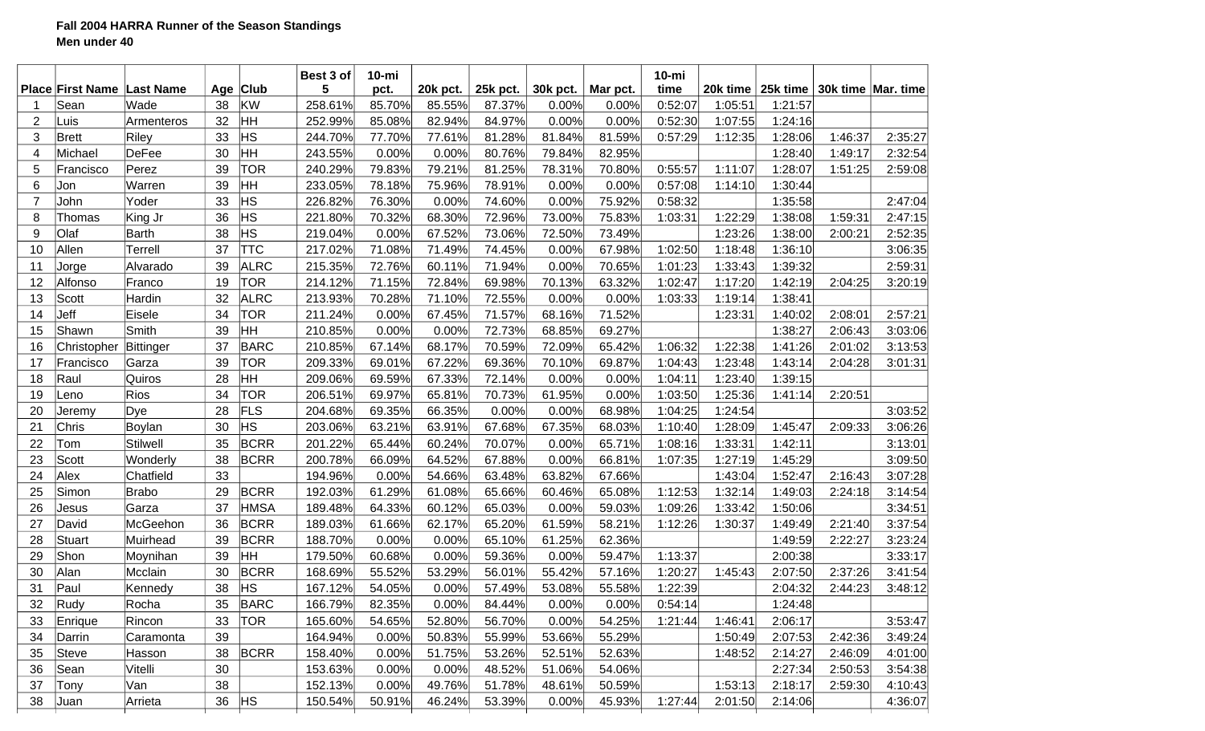**Fall 2004 HARRA Runner of the Season Standings**

**Men under 40**

| Place | First Name | Last Name | Age | Club | Best 3 of 5 | 10-mi pct. | 20k pct. | 25k pct. | 30k pct. | Mar pct. | 10-mi time | 20k time | 25k time | 30k time | Mar. time |
|---|---|---|---|---|---|---|---|---|---|---|---|---|---|---|---|
| 1 | Sean | Wade | 38 | KW | 258.61% | 85.70% | 85.55% | 87.37% | 0.00% | 0.00% | 0:52:07 | 1:05:51 | 1:21:57 | | |
| 2 | Luis | Armenteros | 32 | HH | 252.99% | 85.08% | 82.94% | 84.97% | 0.00% | 0.00% | 0:52:30 | 1:07:55 | 1:24:16 | | |
| 3 | Brett | Riley | 33 | HS | 244.70% | 77.70% | 77.61% | 81.28% | 81.84% | 81.59% | 0:57:29 | 1:12:35 | 1:28:06 | 1:46:37 | 2:35:27 |
| 4 | Michael | DeFee | 30 | HH | 243.55% | 0.00% | 0.00% | 80.76% | 79.84% | 82.95% | | | 1:28:40 | 1:49:17 | 2:32:54 |
| 5 | Francisco | Perez | 39 | TOR | 240.29% | 79.83% | 79.21% | 81.25% | 78.31% | 70.80% | 0:55:57 | 1:11:07 | 1:28:07 | 1:51:25 | 2:59:08 |
| 6 | Jon | Warren | 39 | HH | 233.05% | 78.18% | 75.96% | 78.91% | 0.00% | 0.00% | 0:57:08 | 1:14:10 | 1:30:44 | | |
| 7 | John | Yoder | 33 | HS | 226.82% | 76.30% | 0.00% | 74.60% | 0.00% | 75.92% | 0:58:32 | | 1:35:58 | | 2:47:04 |
| 8 | Thomas | King Jr | 36 | HS | 221.80% | 70.32% | 68.30% | 72.96% | 73.00% | 75.83% | 1:03:31 | 1:22:29 | 1:38:08 | 1:59:31 | 2:47:15 |
| 9 | Olaf | Barth | 38 | HS | 219.04% | 0.00% | 67.52% | 73.06% | 72.50% | 73.49% | | 1:23:26 | 1:38:00 | 2:00:21 | 2:52:35 |
| 10 | Allen | Terrell | 37 | TTC | 217.02% | 71.08% | 71.49% | 74.45% | 0.00% | 67.98% | 1:02:50 | 1:18:48 | 1:36:10 | | 3:06:35 |
| 11 | Jorge | Alvarado | 39 | ALRC | 215.35% | 72.76% | 60.11% | 71.94% | 0.00% | 70.65% | 1:01:23 | 1:33:43 | 1:39:32 | | 2:59:31 |
| 12 | Alfonso | Franco | 19 | TOR | 214.12% | 71.15% | 72.84% | 69.98% | 70.13% | 63.32% | 1:02:47 | 1:17:20 | 1:42:19 | 2:04:25 | 3:20:19 |
| 13 | Scott | Hardin | 32 | ALRC | 213.93% | 70.28% | 71.10% | 72.55% | 0.00% | 0.00% | 1:03:33 | 1:19:14 | 1:38:41 | | |
| 14 | Jeff | Eisele | 34 | TOR | 211.24% | 0.00% | 67.45% | 71.57% | 68.16% | 71.52% | | 1:23:31 | 1:40:02 | 2:08:01 | 2:57:21 |
| 15 | Shawn | Smith | 39 | HH | 210.85% | 0.00% | 0.00% | 72.73% | 68.85% | 69.27% | | | 1:38:27 | 2:06:43 | 3:03:06 |
| 16 | Christopher | Bittinger | 37 | BARC | 210.85% | 67.14% | 68.17% | 70.59% | 72.09% | 65.42% | 1:06:32 | 1:22:38 | 1:41:26 | 2:01:02 | 3:13:53 |
| 17 | Francisco | Garza | 39 | TOR | 209.33% | 69.01% | 67.22% | 69.36% | 70.10% | 69.87% | 1:04:43 | 1:23:48 | 1:43:14 | 2:04:28 | 3:01:31 |
| 18 | Raul | Quiros | 28 | HH | 209.06% | 69.59% | 67.33% | 72.14% | 0.00% | 0.00% | 1:04:11 | 1:23:40 | 1:39:15 | | |
| 19 | Leno | Rios | 34 | TOR | 206.51% | 69.97% | 65.81% | 70.73% | 61.95% | 0.00% | 1:03:50 | 1:25:36 | 1:41:14 | 2:20:51 | |
| 20 | Jeremy | Dye | 28 | FLS | 204.68% | 69.35% | 66.35% | 0.00% | 0.00% | 68.98% | 1:04:25 | 1:24:54 | | | 3:03:52 |
| 21 | Chris | Boylan | 30 | HS | 203.06% | 63.21% | 63.91% | 67.68% | 67.35% | 68.03% | 1:10:40 | 1:28:09 | 1:45:47 | 2:09:33 | 3:06:26 |
| 22 | Tom | Stilwell | 35 | BCRR | 201.22% | 65.44% | 60.24% | 70.07% | 0.00% | 65.71% | 1:08:16 | 1:33:31 | 1:42:11 | | 3:13:01 |
| 23 | Scott | Wonderly | 38 | BCRR | 200.78% | 66.09% | 64.52% | 67.88% | 0.00% | 66.81% | 1:07:35 | 1:27:19 | 1:45:29 | | 3:09:50 |
| 24 | Alex | Chatfield | 33 | | 194.96% | 0.00% | 54.66% | 63.48% | 63.82% | 67.66% | | 1:43:04 | 1:52:47 | 2:16:43 | 3:07:28 |
| 25 | Simon | Brabo | 29 | BCRR | 192.03% | 61.29% | 61.08% | 65.66% | 60.46% | 65.08% | 1:12:53 | 1:32:14 | 1:49:03 | 2:24:18 | 3:14:54 |
| 26 | Jesus | Garza | 37 | HMSA | 189.48% | 64.33% | 60.12% | 65.03% | 0.00% | 59.03% | 1:09:26 | 1:33:42 | 1:50:06 | | 3:34:51 |
| 27 | David | McGeehon | 36 | BCRR | 189.03% | 61.66% | 62.17% | 65.20% | 61.59% | 58.21% | 1:12:26 | 1:30:37 | 1:49:49 | 2:21:40 | 3:37:54 |
| 28 | Stuart | Muirhead | 39 | BCRR | 188.70% | 0.00% | 0.00% | 65.10% | 61.25% | 62.36% | | | 1:49:59 | 2:22:27 | 3:23:24 |
| 29 | Shon | Moynihan | 39 | HH | 179.50% | 60.68% | 0.00% | 59.36% | 0.00% | 59.47% | 1:13:37 | | 2:00:38 | | 3:33:17 |
| 30 | Alan | Mcclain | 30 | BCRR | 168.69% | 55.52% | 53.29% | 56.01% | 55.42% | 57.16% | 1:20:27 | 1:45:43 | 2:07:50 | 2:37:26 | 3:41:54 |
| 31 | Paul | Kennedy | 38 | HS | 167.12% | 54.05% | 0.00% | 57.49% | 53.08% | 55.58% | 1:22:39 | | 2:04:32 | 2:44:23 | 3:48:12 |
| 32 | Rudy | Rocha | 35 | BARC | 166.79% | 82.35% | 0.00% | 84.44% | 0.00% | 0.00% | 0:54:14 | | 1:24:48 | | |
| 33 | Enrique | Rincon | 33 | TOR | 165.60% | 54.65% | 52.80% | 56.70% | 0.00% | 54.25% | 1:21:44 | 1:46:41 | 2:06:17 | | 3:53:47 |
| 34 | Darrin | Caramonta | 39 | | 164.94% | 0.00% | 50.83% | 55.99% | 53.66% | 55.29% | | 1:50:49 | 2:07:53 | 2:42:36 | 3:49:24 |
| 35 | Steve | Hasson | 38 | BCRR | 158.40% | 0.00% | 51.75% | 53.26% | 52.51% | 52.63% | | 1:48:52 | 2:14:27 | 2:46:09 | 4:01:00 |
| 36 | Sean | Vitelli | 30 | | 153.63% | 0.00% | 0.00% | 48.52% | 51.06% | 54.06% | | | 2:27:34 | 2:50:53 | 3:54:38 |
| 37 | Tony | Van | 38 | | 152.13% | 0.00% | 49.76% | 51.78% | 48.61% | 50.59% | | 1:53:13 | 2:18:17 | 2:59:30 | 4:10:43 |
| 38 | Juan | Arrieta | 36 | HS | 150.54% | 50.91% | 46.24% | 53.39% | 0.00% | 45.93% | 1:27:44 | 2:01:50 | 2:14:06 | | 4:36:07 |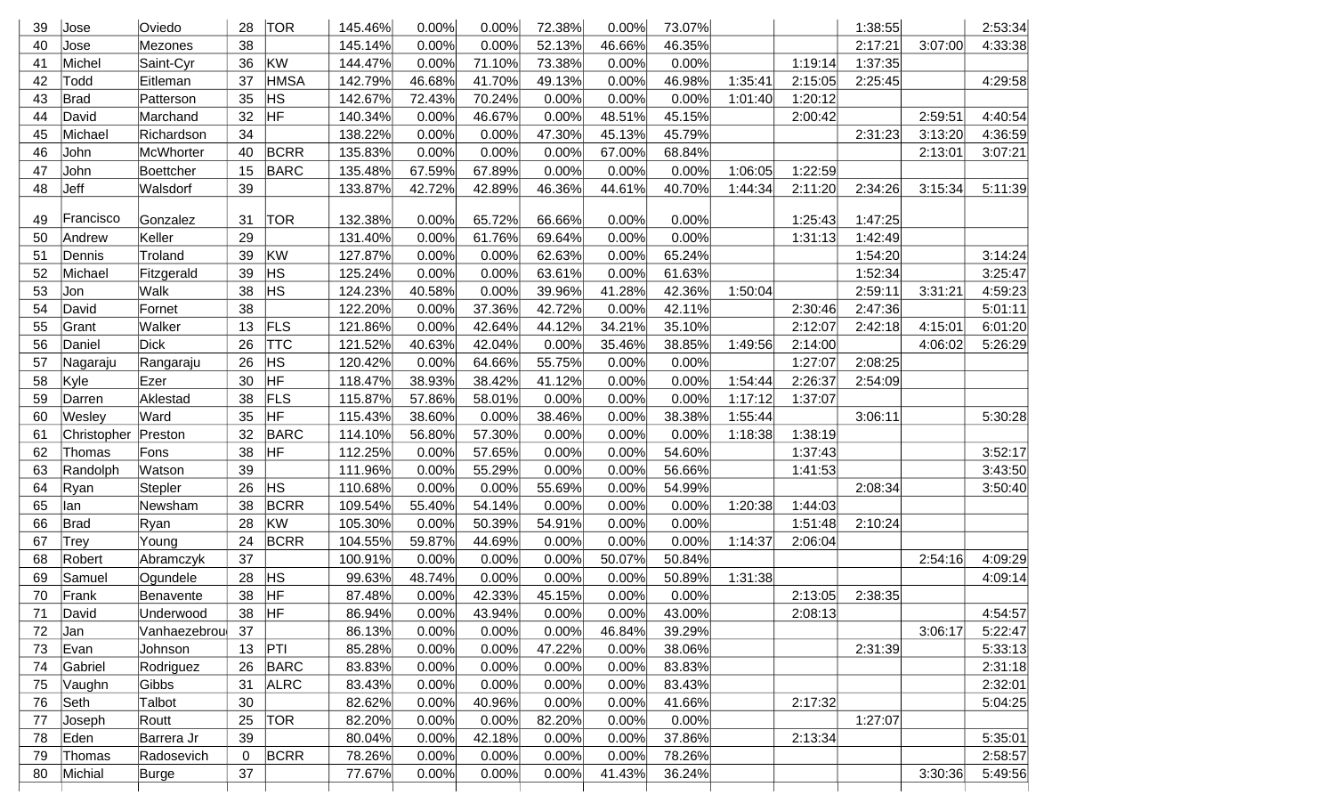| 39 | Jose | Oviedo | 28 | TOR | 145.46% | 0.00% | 0.00% | 72.38% | 0.00% | 73.07% | | | 1:38:55 | | 2:53:34 |
|---|---|---|---|---|---|---|---|---|---|---|---|---|---|---|---|
| 40 | Jose | Mezones | 38 | | 145.14% | 0.00% | 0.00% | 52.13% | 46.66% | 46.35% | | | 2:17:21 | 3:07:00 | 4:33:38 |
| 41 | Michel | Saint-Cyr | 36 | KW | 144.47% | 0.00% | 71.10% | 73.38% | 0.00% | 0.00% | | 1:19:14 | 1:37:35 | | |
| 42 | Todd | Eitleman | 37 | HMSA | 142.79% | 46.68% | 41.70% | 49.13% | 0.00% | 46.98% | 1:35:41 | 2:15:05 | 2:25:45 | | 4:29:58 |
| 43 | Brad | Patterson | 35 | HS | 142.67% | 72.43% | 70.24% | 0.00% | 0.00% | 0.00% | 1:01:40 | 1:20:12 | | | |
| 44 | David | Marchand | 32 | HF | 140.34% | 0.00% | 46.67% | 0.00% | 48.51% | 45.15% | | 2:00:42 | | 2:59:51 | 4:40:54 |
| 45 | Michael | Richardson | 34 | | 138.22% | 0.00% | 0.00% | 47.30% | 45.13% | 45.79% | | | 2:31:23 | 3:13:20 | 4:36:59 |
| 46 | John | McWhorter | 40 | BCRR | 135.83% | 0.00% | 0.00% | 0.00% | 67.00% | 68.84% | | | | 2:13:01 | 3:07:21 |
| 47 | John | Boettcher | 15 | BARC | 135.48% | 67.59% | 67.89% | 0.00% | 0.00% | 0.00% | 1:06:05 | 1:22:59 | | | |
| 48 | Jeff | Walsdorf | 39 | | 133.87% | 42.72% | 42.89% | 46.36% | 44.61% | 40.70% | 1:44:34 | 2:11:20 | 2:34:26 | 3:15:34 | 5:11:39 |
| 49 | Francisco | Gonzalez | 31 | TOR | 132.38% | 0.00% | 65.72% | 66.66% | 0.00% | 0.00% | | 1:25:43 | 1:47:25 | | |
| 50 | Andrew | Keller | 29 | | 131.40% | 0.00% | 61.76% | 69.64% | 0.00% | 0.00% | | 1:31:13 | 1:42:49 | | |
| 51 | Dennis | Troland | 39 | KW | 127.87% | 0.00% | 0.00% | 62.63% | 0.00% | 65.24% | | | 1:54:20 | | 3:14:24 |
| 52 | Michael | Fitzgerald | 39 | HS | 125.24% | 0.00% | 0.00% | 63.61% | 0.00% | 61.63% | | | 1:52:34 | | 3:25:47 |
| 53 | Jon | Walk | 38 | HS | 124.23% | 40.58% | 0.00% | 39.96% | 41.28% | 42.36% | 1:50:04 | | 2:59:11 | 3:31:21 | 4:59:23 |
| 54 | David | Fornet | 38 | | 122.20% | 0.00% | 37.36% | 42.72% | 0.00% | 42.11% | | 2:30:46 | 2:47:36 | | 5:01:11 |
| 55 | Grant | Walker | 13 | FLS | 121.86% | 0.00% | 42.64% | 44.12% | 34.21% | 35.10% | | 2:12:07 | 2:42:18 | 4:15:01 | 6:01:20 |
| 56 | Daniel | Dick | 26 | TTC | 121.52% | 40.63% | 42.04% | 0.00% | 35.46% | 38.85% | 1:49:56 | 2:14:00 | | 4:06:02 | 5:26:29 |
| 57 | Nagaraju | Rangaraju | 26 | HS | 120.42% | 0.00% | 64.66% | 55.75% | 0.00% | 0.00% | | 1:27:07 | 2:08:25 | | |
| 58 | Kyle | Ezer | 30 | HF | 118.47% | 38.93% | 38.42% | 41.12% | 0.00% | 0.00% | 1:54:44 | 2:26:37 | 2:54:09 | | |
| 59 | Darren | Aklestad | 38 | FLS | 115.87% | 57.86% | 58.01% | 0.00% | 0.00% | 0.00% | 1:17:12 | 1:37:07 | | | |
| 60 | Wesley | Ward | 35 | HF | 115.43% | 38.60% | 0.00% | 38.46% | 0.00% | 38.38% | 1:55:44 | | 3:06:11 | | 5:30:28 |
| 61 | Christopher | Preston | 32 | BARC | 114.10% | 56.80% | 57.30% | 0.00% | 0.00% | 0.00% | 1:18:38 | 1:38:19 | | | |
| 62 | Thomas | Fons | 38 | HF | 112.25% | 0.00% | 57.65% | 0.00% | 0.00% | 54.60% | | 1:37:43 | | | 3:52:17 |
| 63 | Randolph | Watson | 39 | | 111.96% | 0.00% | 55.29% | 0.00% | 0.00% | 56.66% | | 1:41:53 | | | 3:43:50 |
| 64 | Ryan | Stepler | 26 | HS | 110.68% | 0.00% | 0.00% | 55.69% | 0.00% | 54.99% | | | 2:08:34 | | 3:50:40 |
| 65 | Ian | Newsham | 38 | BCRR | 109.54% | 55.40% | 54.14% | 0.00% | 0.00% | 0.00% | 1:20:38 | 1:44:03 | | | |
| 66 | Brad | Ryan | 28 | KW | 105.30% | 0.00% | 50.39% | 54.91% | 0.00% | 0.00% | | 1:51:48 | 2:10:24 | | |
| 67 | Trey | Young | 24 | BCRR | 104.55% | 59.87% | 44.69% | 0.00% | 0.00% | 0.00% | 1:14:37 | 2:06:04 | | | |
| 68 | Robert | Abramczyk | 37 | | 100.91% | 0.00% | 0.00% | 0.00% | 50.07% | 50.84% | | | | 2:54:16 | 4:09:29 |
| 69 | Samuel | Ogundele | 28 | HS | 99.63% | 48.74% | 0.00% | 0.00% | 0.00% | 50.89% | 1:31:38 | | | | 4:09:14 |
| 70 | Frank | Benavente | 38 | HF | 87.48% | 0.00% | 42.33% | 45.15% | 0.00% | 0.00% | | 2:13:05 | 2:38:35 | | |
| 71 | David | Underwood | 38 | HF | 86.94% | 0.00% | 43.94% | 0.00% | 0.00% | 43.00% | | 2:08:13 | | | 4:54:57 |
| 72 | Jan | Vanhaezebrou | 37 | | 86.13% | 0.00% | 0.00% | 0.00% | 46.84% | 39.29% | | | | 3:06:17 | 5:22:47 |
| 73 | Evan | Johnson | 13 | PTI | 85.28% | 0.00% | 0.00% | 47.22% | 0.00% | 38.06% | | | 2:31:39 | | 5:33:13 |
| 74 | Gabriel | Rodriguez | 26 | BARC | 83.83% | 0.00% | 0.00% | 0.00% | 0.00% | 83.83% | | | | | 2:31:18 |
| 75 | Vaughn | Gibbs | 31 | ALRC | 83.43% | 0.00% | 0.00% | 0.00% | 0.00% | 83.43% | | | | | 2:32:01 |
| 76 | Seth | Talbot | 30 | | 82.62% | 0.00% | 40.96% | 0.00% | 0.00% | 41.66% | | 2:17:32 | | | 5:04:25 |
| 77 | Joseph | Routt | 25 | TOR | 82.20% | 0.00% | 0.00% | 82.20% | 0.00% | 0.00% | | | 1:27:07 | | |
| 78 | Eden | Barrera Jr | 39 | | 80.04% | 0.00% | 42.18% | 0.00% | 0.00% | 37.86% | | 2:13:34 | | | 5:35:01 |
| 79 | Thomas | Radosevich | 0 | BCRR | 78.26% | 0.00% | 0.00% | 0.00% | 0.00% | 78.26% | | | | | 2:58:57 |
| 80 | Michial | Burge | 37 | | 77.67% | 0.00% | 0.00% | 0.00% | 41.43% | 36.24% | | | | 3:30:36 | 5:49:56 |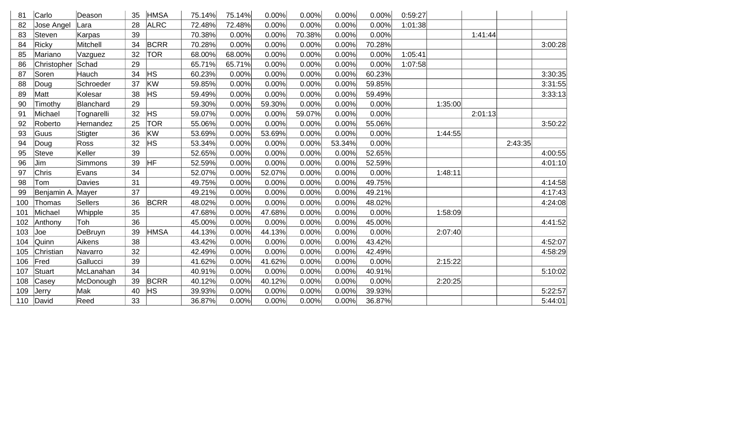| | | | | | | | | | | | | | | | |
|---|---|---|---|---|---|---|---|---|---|---|---|---|---|---|---|
| 81 | Carlo | Deason | 35 | HMSA | 75.14% | 75.14% | 0.00% | 0.00% | 0.00% | 0.00% | 0:59:27 | | | | |
| 82 | Jose Angel | Lara | 28 | ALRC | 72.48% | 72.48% | 0.00% | 0.00% | 0.00% | 0.00% | 1:01:38 | | | | |
| 83 | Steven | Karpas | 39 | | 70.38% | 0.00% | 0.00% | 70.38% | 0.00% | 0.00% | | | 1:41:44 | | |
| 84 | Ricky | Mitchell | 34 | BCRR | 70.28% | 0.00% | 0.00% | 0.00% | 0.00% | 70.28% | | | | | 3:00:28 |
| 85 | Mariano | Vazguez | 32 | TOR | 68.00% | 68.00% | 0.00% | 0.00% | 0.00% | 0.00% | 1:05:41 | | | | |
| 86 | Christopher | Schad | 29 | | 65.71% | 65.71% | 0.00% | 0.00% | 0.00% | 0.00% | 1:07:58 | | | | |
| 87 | Soren | Hauch | 34 | HS | 60.23% | 0.00% | 0.00% | 0.00% | 0.00% | 60.23% | | | | | 3:30:35 |
| 88 | Doug | Schroeder | 37 | KW | 59.85% | 0.00% | 0.00% | 0.00% | 0.00% | 59.85% | | | | | 3:31:55 |
| 89 | Matt | Kolesar | 38 | HS | 59.49% | 0.00% | 0.00% | 0.00% | 0.00% | 59.49% | | | | | 3:33:13 |
| 90 | Timothy | Blanchard | 29 | | 59.30% | 0.00% | 59.30% | 0.00% | 0.00% | 0.00% | | 1:35:00 | | | |
| 91 | Michael | Tognarelli | 32 | HS | 59.07% | 0.00% | 0.00% | 59.07% | 0.00% | 0.00% | | | 2:01:13 | | |
| 92 | Roberto | Hernandez | 25 | TOR | 55.06% | 0.00% | 0.00% | 0.00% | 0.00% | 55.06% | | | | | 3:50:22 |
| 93 | Guus | Stigter | 36 | KW | 53.69% | 0.00% | 53.69% | 0.00% | 0.00% | 0.00% | | 1:44:55 | | | |
| 94 | Doug | Ross | 32 | HS | 53.34% | 0.00% | 0.00% | 0.00% | 53.34% | 0.00% | | | | 2:43:35 | |
| 95 | Steve | Keller | 39 | | 52.65% | 0.00% | 0.00% | 0.00% | 0.00% | 52.65% | | | | | 4:00:55 |
| 96 | Jim | Simmons | 39 | HF | 52.59% | 0.00% | 0.00% | 0.00% | 0.00% | 52.59% | | | | | 4:01:10 |
| 97 | Chris | Evans | 34 | | 52.07% | 0.00% | 52.07% | 0.00% | 0.00% | 0.00% | | 1:48:11 | | | |
| 98 | Tom | Davies | 31 | | 49.75% | 0.00% | 0.00% | 0.00% | 0.00% | 49.75% | | | | | 4:14:58 |
| 99 | Benjamin A. | Mayer | 37 | | 49.21% | 0.00% | 0.00% | 0.00% | 0.00% | 49.21% | | | | | 4:17:43 |
| 100 | Thomas | Sellers | 36 | BCRR | 48.02% | 0.00% | 0.00% | 0.00% | 0.00% | 48.02% | | | | | 4:24:08 |
| 101 | Michael | Whipple | 35 | | 47.68% | 0.00% | 47.68% | 0.00% | 0.00% | 0.00% | | 1:58:09 | | | |
| 102 | Anthony | Toh | 36 | | 45.00% | 0.00% | 0.00% | 0.00% | 0.00% | 45.00% | | | | | 4:41:52 |
| 103 | Joe | DeBruyn | 39 | HMSA | 44.13% | 0.00% | 44.13% | 0.00% | 0.00% | 0.00% | | 2:07:40 | | | |
| 104 | Quinn | Aikens | 38 | | 43.42% | 0.00% | 0.00% | 0.00% | 0.00% | 43.42% | | | | | 4:52:07 |
| 105 | Christian | Navarro | 32 | | 42.49% | 0.00% | 0.00% | 0.00% | 0.00% | 42.49% | | | | | 4:58:29 |
| 106 | Fred | Gallucci | 39 | | 41.62% | 0.00% | 41.62% | 0.00% | 0.00% | 0.00% | | 2:15:22 | | | |
| 107 | Stuart | McLanahan | 34 | | 40.91% | 0.00% | 0.00% | 0.00% | 0.00% | 40.91% | | | | | 5:10:02 |
| 108 | Casey | McDonough | 39 | BCRR | 40.12% | 0.00% | 40.12% | 0.00% | 0.00% | 0.00% | | 2:20:25 | | | |
| 109 | Jerry | Mak | 40 | HS | 39.93% | 0.00% | 0.00% | 0.00% | 0.00% | 39.93% | | | | | 5:22:57 |
| 110 | David | Reed | 33 | | 36.87% | 0.00% | 0.00% | 0.00% | 0.00% | 36.87% | | | | | 5:44:01 |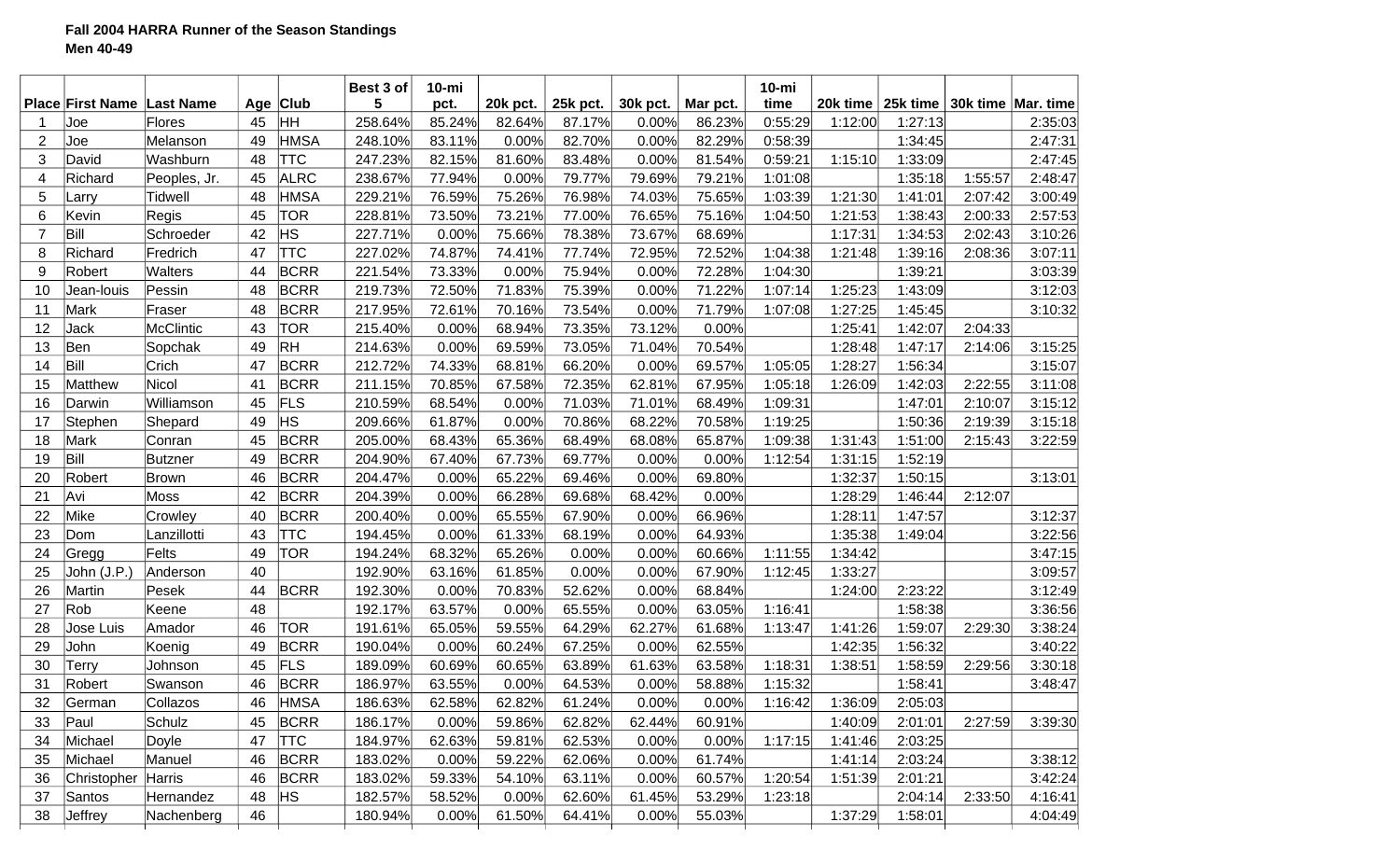**Fall 2004 HARRA Runner of the Season Standings**
**Men 40-49**

| Place | First Name | Last Name | Age | Club | Best 3 of 5 | 10-mi pct. | 20k pct. | 25k pct. | 30k pct. | Mar pct. | 10-mi time | 20k time | 25k time | 30k time | Mar. time |
|---|---|---|---|---|---|---|---|---|---|---|---|---|---|---|---|
| 1 | Joe | Flores | 45 | HH | 258.64% | 85.24% | 82.64% | 87.17% | 0.00% | 86.23% | 0:55:29 | 1:12:00 | 1:27:13 | | 2:35:03 |
| 2 | Joe | Melanson | 49 | HMSA | 248.10% | 83.11% | 0.00% | 82.70% | 0.00% | 82.29% | 0:58:39 | | 1:34:45 | | 2:47:31 |
| 3 | David | Washburn | 48 | TTC | 247.23% | 82.15% | 81.60% | 83.48% | 0.00% | 81.54% | 0:59:21 | 1:15:10 | 1:33:09 | | 2:47:45 |
| 4 | Richard | Peoples, Jr. | 45 | ALRC | 238.67% | 77.94% | 0.00% | 79.77% | 79.69% | 79.21% | 1:01:08 | | 1:35:18 | 1:55:57 | 2:48:47 |
| 5 | Larry | Tidwell | 48 | HMSA | 229.21% | 76.59% | 75.26% | 76.98% | 74.03% | 75.65% | 1:03:39 | 1:21:30 | 1:41:01 | 2:07:42 | 3:00:49 |
| 6 | Kevin | Regis | 45 | TOR | 228.81% | 73.50% | 73.21% | 77.00% | 76.65% | 75.16% | 1:04:50 | 1:21:53 | 1:38:43 | 2:00:33 | 2:57:53 |
| 7 | Bill | Schroeder | 42 | HS | 227.71% | 0.00% | 75.66% | 78.38% | 73.67% | 68.69% | | 1:17:31 | 1:34:53 | 2:02:43 | 3:10:26 |
| 8 | Richard | Fredrich | 47 | TTC | 227.02% | 74.87% | 74.41% | 77.74% | 72.95% | 72.52% | 1:04:38 | 1:21:48 | 1:39:16 | 2:08:36 | 3:07:11 |
| 9 | Robert | Walters | 44 | BCRR | 221.54% | 73.33% | 0.00% | 75.94% | 0.00% | 72.28% | 1:04:30 | | 1:39:21 | | 3:03:39 |
| 10 | Jean-louis | Pessin | 48 | BCRR | 219.73% | 72.50% | 71.83% | 75.39% | 0.00% | 71.22% | 1:07:14 | 1:25:23 | 1:43:09 | | 3:12:03 |
| 11 | Mark | Fraser | 48 | BCRR | 217.95% | 72.61% | 70.16% | 73.54% | 0.00% | 71.79% | 1:07:08 | 1:27:25 | 1:45:45 | | 3:10:32 |
| 12 | Jack | McClintic | 43 | TOR | 215.40% | 0.00% | 68.94% | 73.35% | 73.12% | 0.00% | | 1:25:41 | 1:42:07 | 2:04:33 | |
| 13 | Ben | Sopchak | 49 | RH | 214.63% | 0.00% | 69.59% | 73.05% | 71.04% | 70.54% | | 1:28:48 | 1:47:17 | 2:14:06 | 3:15:25 |
| 14 | Bill | Crich | 47 | BCRR | 212.72% | 74.33% | 68.81% | 66.20% | 0.00% | 69.57% | 1:05:05 | 1:28:27 | 1:56:34 | | 3:15:07 |
| 15 | Matthew | Nicol | 41 | BCRR | 211.15% | 70.85% | 67.58% | 72.35% | 62.81% | 67.95% | 1:05:18 | 1:26:09 | 1:42:03 | 2:22:55 | 3:11:08 |
| 16 | Darwin | Williamson | 45 | FLS | 210.59% | 68.54% | 0.00% | 71.03% | 71.01% | 68.49% | 1:09:31 | | 1:47:01 | 2:10:07 | 3:15:12 |
| 17 | Stephen | Shepard | 49 | HS | 209.66% | 61.87% | 0.00% | 70.86% | 68.22% | 70.58% | 1:19:25 | | 1:50:36 | 2:19:39 | 3:15:18 |
| 18 | Mark | Conran | 45 | BCRR | 205.00% | 68.43% | 65.36% | 68.49% | 68.08% | 65.87% | 1:09:38 | 1:31:43 | 1:51:00 | 2:15:43 | 3:22:59 |
| 19 | Bill | Butzner | 49 | BCRR | 204.90% | 67.40% | 67.73% | 69.77% | 0.00% | 0.00% | 1:12:54 | 1:31:15 | 1:52:19 | | |
| 20 | Robert | Brown | 46 | BCRR | 204.47% | 0.00% | 65.22% | 69.46% | 0.00% | 69.80% | | 1:32:37 | 1:50:15 | | 3:13:01 |
| 21 | Avi | Moss | 42 | BCRR | 204.39% | 0.00% | 66.28% | 69.68% | 68.42% | 0.00% | | 1:28:29 | 1:46:44 | 2:12:07 | |
| 22 | Mike | Crowley | 40 | BCRR | 200.40% | 0.00% | 65.55% | 67.90% | 0.00% | 66.96% | | 1:28:11 | 1:47:57 | | 3:12:37 |
| 23 | Dom | Lanzillotti | 43 | TTC | 194.45% | 0.00% | 61.33% | 68.19% | 0.00% | 64.93% | | 1:35:38 | 1:49:04 | | 3:22:56 |
| 24 | Gregg | Felts | 49 | TOR | 194.24% | 68.32% | 65.26% | 0.00% | 0.00% | 60.66% | 1:11:55 | 1:34:42 | | | 3:47:15 |
| 25 | John (J.P.) | Anderson | 40 | | 192.90% | 63.16% | 61.85% | 0.00% | 0.00% | 67.90% | 1:12:45 | 1:33:27 | | | 3:09:57 |
| 26 | Martin | Pesek | 44 | BCRR | 192.30% | 0.00% | 70.83% | 52.62% | 0.00% | 68.84% | | 1:24:00 | 2:23:22 | | 3:12:49 |
| 27 | Rob | Keene | 48 | | 192.17% | 63.57% | 0.00% | 65.55% | 0.00% | 63.05% | 1:16:41 | | 1:58:38 | | 3:36:56 |
| 28 | Jose Luis | Amador | 46 | TOR | 191.61% | 65.05% | 59.55% | 64.29% | 62.27% | 61.68% | 1:13:47 | 1:41:26 | 1:59:07 | 2:29:30 | 3:38:24 |
| 29 | John | Koenig | 49 | BCRR | 190.04% | 0.00% | 60.24% | 67.25% | 0.00% | 62.55% | | 1:42:35 | 1:56:32 | | 3:40:22 |
| 30 | Terry | Johnson | 45 | FLS | 189.09% | 60.69% | 60.65% | 63.89% | 61.63% | 63.58% | 1:18:31 | 1:38:51 | 1:58:59 | 2:29:56 | 3:30:18 |
| 31 | Robert | Swanson | 46 | BCRR | 186.97% | 63.55% | 0.00% | 64.53% | 0.00% | 58.88% | 1:15:32 | | 1:58:41 | | 3:48:47 |
| 32 | German | Collazos | 46 | HMSA | 186.63% | 62.58% | 62.82% | 61.24% | 0.00% | 0.00% | 1:16:42 | 1:36:09 | 2:05:03 | | |
| 33 | Paul | Schulz | 45 | BCRR | 186.17% | 0.00% | 59.86% | 62.82% | 62.44% | 60.91% | | 1:40:09 | 2:01:01 | 2:27:59 | 3:39:30 |
| 34 | Michael | Doyle | 47 | TTC | 184.97% | 62.63% | 59.81% | 62.53% | 0.00% | 0.00% | 1:17:15 | 1:41:46 | 2:03:25 | | |
| 35 | Michael | Manuel | 46 | BCRR | 183.02% | 0.00% | 59.22% | 62.06% | 0.00% | 61.74% | | 1:41:14 | 2:03:24 | | 3:38:12 |
| 36 | Christopher | Harris | 46 | BCRR | 183.02% | 59.33% | 54.10% | 63.11% | 0.00% | 60.57% | 1:20:54 | 1:51:39 | 2:01:21 | | 3:42:24 |
| 37 | Santos | Hernandez | 48 | HS | 182.57% | 58.52% | 0.00% | 62.60% | 61.45% | 53.29% | 1:23:18 | | 2:04:14 | 2:33:50 | 4:16:41 |
| 38 | Jeffrey | Nachenberg | 46 | | 180.94% | 0.00% | 61.50% | 64.41% | 0.00% | 55.03% | | 1:37:29 | 1:58:01 | | 4:04:49 |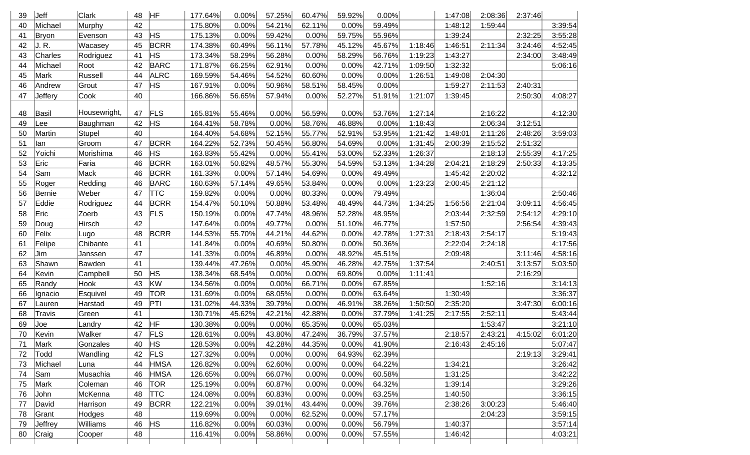| 39 | Jeff | Clark | 48 | HF | 177.64% | 0.00% | 57.25% | 60.47% | 59.92% | 0.00% | | 1:47:08 | 2:08:36 | 2:37:46 | |
|---|---|---|---|---|---|---|---|---|---|---|---|---|---|---|---|
| 40 | Michael | Murphy | 42 | | 175.80% | 0.00% | 54.21% | 62.11% | 0.00% | 59.49% | | 1:48:12 | 1:59:44 | | 3:39:54 |
| 41 | Bryon | Evenson | 43 | HS | 175.13% | 0.00% | 59.42% | 0.00% | 59.75% | 55.96% | | 1:39:24 | | 2:32:25 | 3:55:28 |
| 42 | J. R. | Wacasey | 45 | BCRR | 174.38% | 60.49% | 56.11% | 57.78% | 45.12% | 45.67% | 1:18:46 | 1:46:51 | 2:11:34 | 3:24:46 | 4:52:45 |
| 43 | Charles | Rodriguez | 41 | HS | 173.34% | 58.29% | 56.28% | 0.00% | 58.29% | 56.76% | 1:19:23 | 1:43:27 | | 2:34:00 | 3:48:49 |
| 44 | Michael | Root | 42 | BARC | 171.87% | 66.25% | 62.91% | 0.00% | 0.00% | 42.71% | 1:09:50 | 1:32:32 | | | 5:06:16 |
| 45 | Mark | Russell | 44 | ALRC | 169.59% | 54.46% | 54.52% | 60.60% | 0.00% | 0.00% | 1:26:51 | 1:49:08 | 2:04:30 | | |
| 46 | Andrew | Grout | 47 | HS | 167.91% | 0.00% | 50.96% | 58.51% | 58.45% | 0.00% | | 1:59:27 | 2:11:53 | 2:40:31 | |
| 47 | Jeffery | Cook | 40 | | 166.86% | 56.65% | 57.94% | 0.00% | 52.27% | 51.91% | 1:21:07 | 1:39:45 | | 2:50:30 | 4:08:27 |
| 48 | Basil | Housewright, | 47 | FLS | 165.81% | 55.46% | 0.00% | 56.59% | 0.00% | 53.76% | 1:27:14 | | 2:16:22 | | 4:12:30 |
| 49 | Lee | Baughman | 42 | HS | 164.41% | 58.78% | 0.00% | 58.76% | 46.88% | 0.00% | 1:18:43 | | 2:06:34 | 3:12:51 | |
| 50 | Martin | Stupel | 40 | | 164.40% | 54.68% | 52.15% | 55.77% | 52.91% | 53.95% | 1:21:42 | 1:48:01 | 2:11:26 | 2:48:26 | 3:59:03 |
| 51 | Ian | Groom | 47 | BCRR | 164.22% | 52.73% | 50.45% | 56.80% | 54.69% | 0.00% | 1:31:45 | 2:00:39 | 2:15:52 | 2:51:32 | |
| 52 | Yoichi | Morishima | 46 | HS | 163.83% | 55.42% | 0.00% | 55.41% | 53.00% | 52.33% | 1:26:37 | | 2:18:13 | 2:55:39 | 4:17:25 |
| 53 | Eric | Faria | 46 | BCRR | 163.01% | 50.82% | 48.57% | 55.30% | 54.59% | 53.13% | 1:34:28 | 2:04:21 | 2:18:29 | 2:50:33 | 4:13:35 |
| 54 | Sam | Mack | 46 | BCRR | 161.33% | 0.00% | 57.14% | 54.69% | 0.00% | 49.49% | | 1:45:42 | 2:20:02 | | 4:32:12 |
| 55 | Roger | Redding | 46 | BARC | 160.63% | 57.14% | 49.65% | 53.84% | 0.00% | 0.00% | 1:23:23 | 2:00:45 | 2:21:12 | | |
| 56 | Bernie | Weber | 47 | TTC | 159.82% | 0.00% | 0.00% | 80.33% | 0.00% | 79.49% | | | 1:36:04 | | 2:50:46 |
| 57 | Eddie | Rodriguez | 44 | BCRR | 154.47% | 50.10% | 50.88% | 53.48% | 48.49% | 44.73% | 1:34:25 | 1:56:56 | 2:21:04 | 3:09:11 | 4:56:45 |
| 58 | Eric | Zoerb | 43 | FLS | 150.19% | 0.00% | 47.74% | 48.96% | 52.28% | 48.95% | | 2:03:44 | 2:32:59 | 2:54:12 | 4:29:10 |
| 59 | Doug | Hirsch | 42 | | 147.64% | 0.00% | 49.77% | 0.00% | 51.10% | 46.77% | | 1:57:50 | | 2:56:54 | 4:39:43 |
| 60 | Felix | Lugo | 48 | BCRR | 144.53% | 55.70% | 44.21% | 44.62% | 0.00% | 42.78% | 1:27:31 | 2:18:43 | 2:54:17 | | 5:19:43 |
| 61 | Felipe | Chibante | 41 | | 141.84% | 0.00% | 40.69% | 50.80% | 0.00% | 50.36% | | 2:22:04 | 2:24:18 | | 4:17:56 |
| 62 | Jim | Janssen | 47 | | 141.33% | 0.00% | 46.89% | 0.00% | 48.92% | 45.51% | | 2:09:48 | | 3:11:46 | 4:58:16 |
| 63 | Shawn | Bawden | 41 | | 139.44% | 47.26% | 0.00% | 45.90% | 46.28% | 42.75% | 1:37:54 | | 2:40:51 | 3:13:57 | 5:03:50 |
| 64 | Kevin | Campbell | 50 | HS | 138.34% | 68.54% | 0.00% | 0.00% | 69.80% | 0.00% | 1:11:41 | | | 2:16:29 | |
| 65 | Randy | Hook | 43 | KW | 134.56% | 0.00% | 0.00% | 66.71% | 0.00% | 67.85% | | | 1:52:16 | | 3:14:13 |
| 66 | Ignacio | Esquivel | 49 | TOR | 131.69% | 0.00% | 68.05% | 0.00% | 0.00% | 63.64% | | 1:30:49 | | | 3:36:37 |
| 67 | Lauren | Harstad | 49 | PTI | 131.02% | 44.33% | 39.79% | 0.00% | 46.91% | 38.26% | 1:50:50 | 2:35:20 | | 3:47:30 | 6:00:16 |
| 68 | Travis | Green | 41 | | 130.71% | 45.62% | 42.21% | 42.88% | 0.00% | 37.79% | 1:41:25 | 2:17:55 | 2:52:11 | | 5:43:44 |
| 69 | Joe | Landry | 42 | HF | 130.38% | 0.00% | 0.00% | 65.35% | 0.00% | 65.03% | | | 1:53:47 | | 3:21:10 |
| 70 | Kevin | Walker | 47 | FLS | 128.61% | 0.00% | 43.80% | 47.24% | 36.79% | 37.57% | | 2:18:57 | 2:43:21 | 4:15:02 | 6:01:20 |
| 71 | Mark | Gonzales | 40 | HS | 128.53% | 0.00% | 42.28% | 44.35% | 0.00% | 41.90% | | 2:16:43 | 2:45:16 | | 5:07:47 |
| 72 | Todd | Wandling | 42 | FLS | 127.32% | 0.00% | 0.00% | 0.00% | 64.93% | 62.39% | | | | 2:19:13 | 3:29:41 |
| 73 | Michael | Luna | 44 | HMSA | 126.82% | 0.00% | 62.60% | 0.00% | 0.00% | 64.22% | | 1:34:21 | | | 3:26:42 |
| 74 | Sam | Musachia | 46 | HMSA | 126.65% | 0.00% | 66.07% | 0.00% | 0.00% | 60.58% | | 1:31:25 | | | 3:42:22 |
| 75 | Mark | Coleman | 46 | TOR | 125.19% | 0.00% | 60.87% | 0.00% | 0.00% | 64.32% | | 1:39:14 | | | 3:29:26 |
| 76 | John | McKenna | 48 | TTC | 124.08% | 0.00% | 60.83% | 0.00% | 0.00% | 63.25% | | 1:40:50 | | | 3:36:15 |
| 77 | David | Harrison | 49 | BCRR | 122.21% | 0.00% | 39.01% | 43.44% | 0.00% | 39.76% | | 2:38:26 | 3:00:23 | | 5:46:40 |
| 78 | Grant | Hodges | 48 | | 119.69% | 0.00% | 0.00% | 62.52% | 0.00% | 57.17% | | | 2:04:23 | | 3:59:15 |
| 79 | Jeffrey | Williams | 46 | HS | 116.82% | 0.00% | 60.03% | 0.00% | 0.00% | 56.79% | | 1:40:37 | | | 3:57:14 |
| 80 | Craig | Cooper | 48 | | 116.41% | 0.00% | 58.86% | 0.00% | 0.00% | 57.55% | | 1:46:42 | | | 4:03:21 |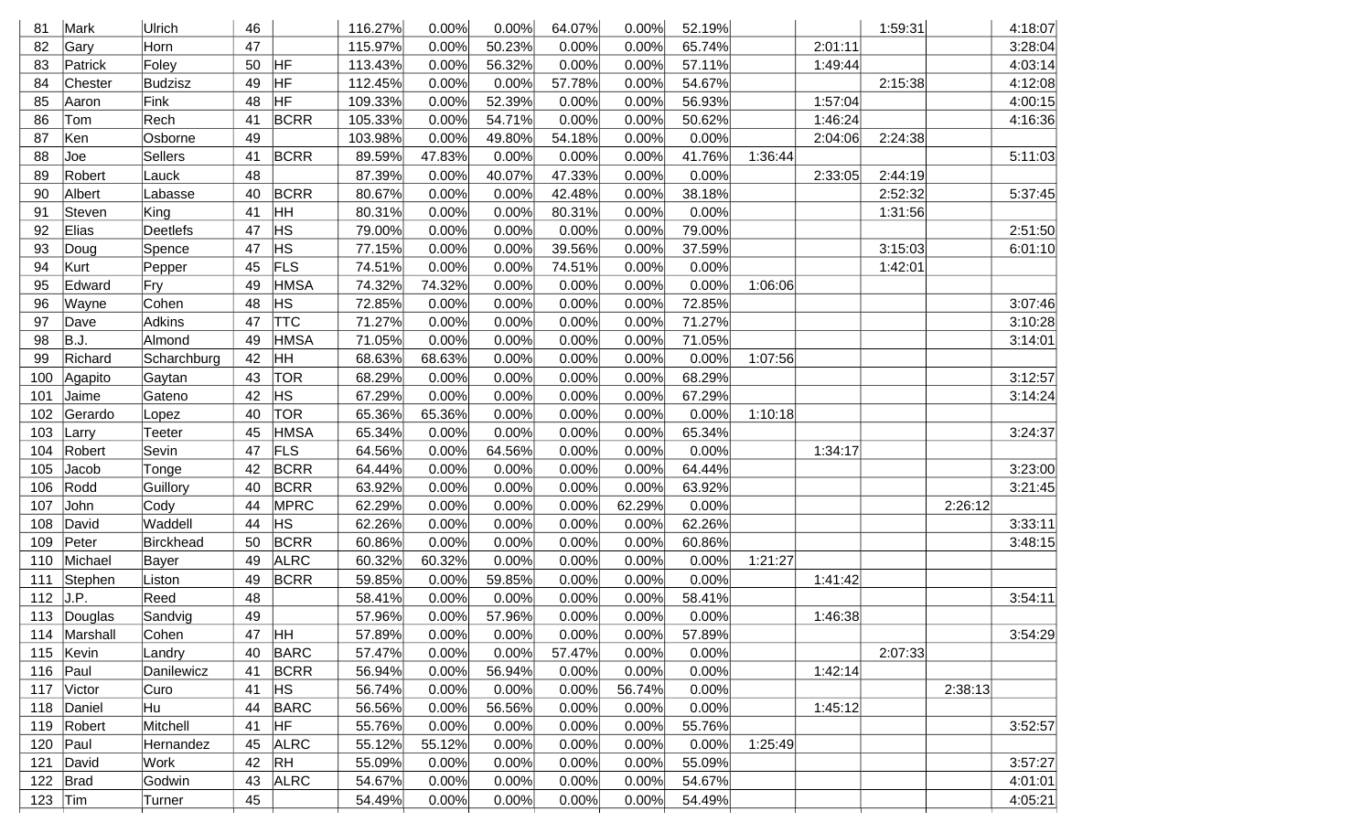| | | | | | | | | | | | | | | | |
|---|---|---|---|---|---|---|---|---|---|---|---|---|---|---|---|
| 81 | Mark | Ulrich | 46 | | 116.27% | 0.00% | 0.00% | 64.07% | 0.00% | 52.19% | | | 1:59:31 | | 4:18:07 |
| 82 | Gary | Horn | 47 | | 115.97% | 0.00% | 50.23% | 0.00% | 0.00% | 65.74% | | 2:01:11 | | | 3:28:04 |
| 83 | Patrick | Foley | 50 | HF | 113.43% | 0.00% | 56.32% | 0.00% | 0.00% | 57.11% | | 1:49:44 | | | 4:03:14 |
| 84 | Chester | Budzisz | 49 | HF | 112.45% | 0.00% | 0.00% | 57.78% | 0.00% | 54.67% | | | 2:15:38 | | 4:12:08 |
| 85 | Aaron | Fink | 48 | HF | 109.33% | 0.00% | 52.39% | 0.00% | 0.00% | 56.93% | | 1:57:04 | | | 4:00:15 |
| 86 | Tom | Rech | 41 | BCRR | 105.33% | 0.00% | 54.71% | 0.00% | 0.00% | 50.62% | | 1:46:24 | | | 4:16:36 |
| 87 | Ken | Osborne | 49 | | 103.98% | 0.00% | 49.80% | 54.18% | 0.00% | 0.00% | | 2:04:06 | 2:24:38 | | |
| 88 | Joe | Sellers | 41 | BCRR | 89.59% | 47.83% | 0.00% | 0.00% | 0.00% | 41.76% | 1:36:44 | | | | 5:11:03 |
| 89 | Robert | Lauck | 48 | | 87.39% | 0.00% | 40.07% | 47.33% | 0.00% | 0.00% | | 2:33:05 | 2:44:19 | | |
| 90 | Albert | Labasse | 40 | BCRR | 80.67% | 0.00% | 0.00% | 42.48% | 0.00% | 38.18% | | | 2:52:32 | | 5:37:45 |
| 91 | Steven | King | 41 | HH | 80.31% | 0.00% | 0.00% | 80.31% | 0.00% | 0.00% | | | 1:31:56 | | |
| 92 | Elias | Deetlefs | 47 | HS | 79.00% | 0.00% | 0.00% | 0.00% | 0.00% | 79.00% | | | | | 2:51:50 |
| 93 | Doug | Spence | 47 | HS | 77.15% | 0.00% | 0.00% | 39.56% | 0.00% | 37.59% | | | 3:15:03 | | 6:01:10 |
| 94 | Kurt | Pepper | 45 | FLS | 74.51% | 0.00% | 0.00% | 74.51% | 0.00% | 0.00% | | | 1:42:01 | | |
| 95 | Edward | Fry | 49 | HMSA | 74.32% | 74.32% | 0.00% | 0.00% | 0.00% | 0.00% | 1:06:06 | | | | |
| 96 | Wayne | Cohen | 48 | HS | 72.85% | 0.00% | 0.00% | 0.00% | 0.00% | 72.85% | | | | | 3:07:46 |
| 97 | Dave | Adkins | 47 | TTC | 71.27% | 0.00% | 0.00% | 0.00% | 0.00% | 71.27% | | | | | 3:10:28 |
| 98 | B.J. | Almond | 49 | HMSA | 71.05% | 0.00% | 0.00% | 0.00% | 0.00% | 71.05% | | | | | 3:14:01 |
| 99 | Richard | Scharchburg | 42 | HH | 68.63% | 68.63% | 0.00% | 0.00% | 0.00% | 0.00% | 1:07:56 | | | | |
| 100 | Agapito | Gaytan | 43 | TOR | 68.29% | 0.00% | 0.00% | 0.00% | 0.00% | 68.29% | | | | | 3:12:57 |
| 101 | Jaime | Gateno | 42 | HS | 67.29% | 0.00% | 0.00% | 0.00% | 0.00% | 67.29% | | | | | 3:14:24 |
| 102 | Gerardo | Lopez | 40 | TOR | 65.36% | 65.36% | 0.00% | 0.00% | 0.00% | 0.00% | 1:10:18 | | | | |
| 103 | Larry | Teeter | 45 | HMSA | 65.34% | 0.00% | 0.00% | 0.00% | 0.00% | 65.34% | | | | | 3:24:37 |
| 104 | Robert | Sevin | 47 | FLS | 64.56% | 0.00% | 64.56% | 0.00% | 0.00% | 0.00% | | 1:34:17 | | | |
| 105 | Jacob | Tonge | 42 | BCRR | 64.44% | 0.00% | 0.00% | 0.00% | 0.00% | 64.44% | | | | | 3:23:00 |
| 106 | Rodd | Guillory | 40 | BCRR | 63.92% | 0.00% | 0.00% | 0.00% | 0.00% | 63.92% | | | | | 3:21:45 |
| 107 | John | Cody | 44 | MPRC | 62.29% | 0.00% | 0.00% | 0.00% | 62.29% | 0.00% | | | | 2:26:12 | |
| 108 | David | Waddell | 44 | HS | 62.26% | 0.00% | 0.00% | 0.00% | 0.00% | 62.26% | | | | | 3:33:11 |
| 109 | Peter | Birckhead | 50 | BCRR | 60.86% | 0.00% | 0.00% | 0.00% | 0.00% | 60.86% | | | | | 3:48:15 |
| 110 | Michael | Bayer | 49 | ALRC | 60.32% | 60.32% | 0.00% | 0.00% | 0.00% | 0.00% | 1:21:27 | | | | |
| 111 | Stephen | Liston | 49 | BCRR | 59.85% | 0.00% | 59.85% | 0.00% | 0.00% | 0.00% | | 1:41:42 | | | |
| 112 | J.P. | Reed | 48 | | 58.41% | 0.00% | 0.00% | 0.00% | 0.00% | 58.41% | | | | | 3:54:11 |
| 113 | Douglas | Sandvig | 49 | | 57.96% | 0.00% | 57.96% | 0.00% | 0.00% | 0.00% | | 1:46:38 | | | |
| 114 | Marshall | Cohen | 47 | HH | 57.89% | 0.00% | 0.00% | 0.00% | 0.00% | 57.89% | | | | | 3:54:29 |
| 115 | Kevin | Landry | 40 | BARC | 57.47% | 0.00% | 0.00% | 57.47% | 0.00% | 0.00% | | | 2:07:33 | | |
| 116 | Paul | Danilewicz | 41 | BCRR | 56.94% | 0.00% | 56.94% | 0.00% | 0.00% | 0.00% | | 1:42:14 | | | |
| 117 | Victor | Curo | 41 | HS | 56.74% | 0.00% | 0.00% | 0.00% | 56.74% | 0.00% | | | | 2:38:13 | |
| 118 | Daniel | Hu | 44 | BARC | 56.56% | 0.00% | 56.56% | 0.00% | 0.00% | 0.00% | | 1:45:12 | | | |
| 119 | Robert | Mitchell | 41 | HF | 55.76% | 0.00% | 0.00% | 0.00% | 0.00% | 55.76% | | | | | 3:52:57 |
| 120 | Paul | Hernandez | 45 | ALRC | 55.12% | 55.12% | 0.00% | 0.00% | 0.00% | 0.00% | 1:25:49 | | | | |
| 121 | David | Work | 42 | RH | 55.09% | 0.00% | 0.00% | 0.00% | 0.00% | 55.09% | | | | | 3:57:27 |
| 122 | Brad | Godwin | 43 | ALRC | 54.67% | 0.00% | 0.00% | 0.00% | 0.00% | 54.67% | | | | | 4:01:01 |
| 123 | Tim | Turner | 45 | | 54.49% | 0.00% | 0.00% | 0.00% | 0.00% | 54.49% | | | | | 4:05:21 |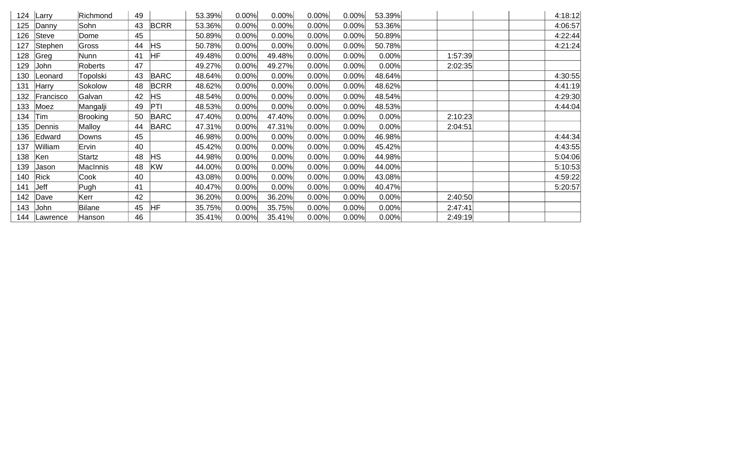| 124 | Larry | Richmond | 49 | | 53.39% | 0.00% | 0.00% | 0.00% | 0.00% | 53.39% | | | | | 4:18:12 |
|---|---|---|---|---|---|---|---|---|---|---|---|---|---|---|---|
| 125 | Danny | Sohn | 43 | BCRR | 53.36% | 0.00% | 0.00% | 0.00% | 0.00% | 53.36% | | | | | 4:06:57 |
| 126 | Steve | Dome | 45 | | 50.89% | 0.00% | 0.00% | 0.00% | 0.00% | 50.89% | | | | | 4:22:44 |
| 127 | Stephen | Gross | 44 | HS | 50.78% | 0.00% | 0.00% | 0.00% | 0.00% | 50.78% | | | | | 4:21:24 |
| 128 | Greg | Nunn | 41 | HF | 49.48% | 0.00% | 49.48% | 0.00% | 0.00% | 0.00% | | 1:57:39 | | | |
| 129 | John | Roberts | 47 | | 49.27% | 0.00% | 49.27% | 0.00% | 0.00% | 0.00% | | 2:02:35 | | | |
| 130 | Leonard | Topolski | 43 | BARC | 48.64% | 0.00% | 0.00% | 0.00% | 0.00% | 48.64% | | | | | 4:30:55 |
| 131 | Harry | Sokolow | 48 | BCRR | 48.62% | 0.00% | 0.00% | 0.00% | 0.00% | 48.62% | | | | | 4:41:19 |
| 132 | Francisco | Galvan | 42 | HS | 48.54% | 0.00% | 0.00% | 0.00% | 0.00% | 48.54% | | | | | 4:29:30 |
| 133 | Moez | Mangalji | 49 | PTI | 48.53% | 0.00% | 0.00% | 0.00% | 0.00% | 48.53% | | | | | 4:44:04 |
| 134 | Tim | Brooking | 50 | BARC | 47.40% | 0.00% | 47.40% | 0.00% | 0.00% | 0.00% | | 2:10:23 | | | |
| 135 | Dennis | Malloy | 44 | BARC | 47.31% | 0.00% | 47.31% | 0.00% | 0.00% | 0.00% | | 2:04:51 | | | |
| 136 | Edward | Downs | 45 | | 46.98% | 0.00% | 0.00% | 0.00% | 0.00% | 46.98% | | | | | 4:44:34 |
| 137 | William | Ervin | 40 | | 45.42% | 0.00% | 0.00% | 0.00% | 0.00% | 45.42% | | | | | 4:43:55 |
| 138 | Ken | Startz | 48 | HS | 44.98% | 0.00% | 0.00% | 0.00% | 0.00% | 44.98% | | | | | 5:04:06 |
| 139 | Jason | MacInnis | 48 | KW | 44.00% | 0.00% | 0.00% | 0.00% | 0.00% | 44.00% | | | | | 5:10:53 |
| 140 | Rick | Cook | 40 | | 43.08% | 0.00% | 0.00% | 0.00% | 0.00% | 43.08% | | | | | 4:59:22 |
| 141 | Jeff | Pugh | 41 | | 40.47% | 0.00% | 0.00% | 0.00% | 0.00% | 40.47% | | | | | 5:20:57 |
| 142 | Dave | Kerr | 42 | | 36.20% | 0.00% | 36.20% | 0.00% | 0.00% | 0.00% | | 2:40:50 | | | |
| 143 | John | Bilane | 45 | HF | 35.75% | 0.00% | 35.75% | 0.00% | 0.00% | 0.00% | | 2:47:41 | | | |
| 144 | Lawrence | Hanson | 46 | | 35.41% | 0.00% | 35.41% | 0.00% | 0.00% | 0.00% | | 2:49:19 | | | |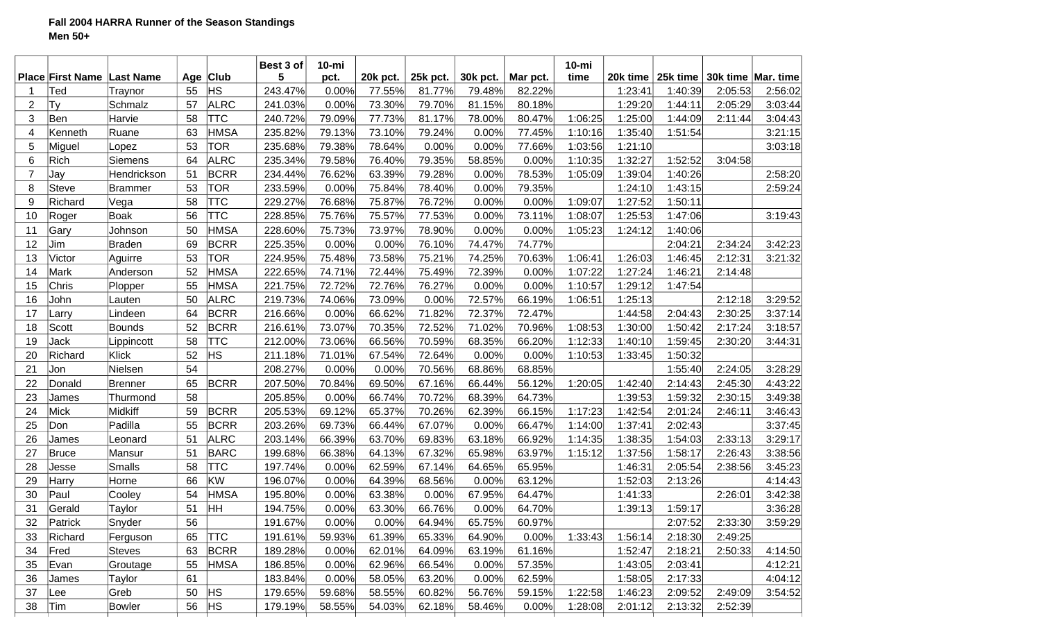**Fall 2004 HARRA Runner of the Season Standings**
**Men 50+**

| Place | First Name | Last Name | Age | Club | Best 3 of 5 | 10-mi pct. | 20k pct. | 25k pct. | 30k pct. | Mar pct. | 10-mi time | 20k time | 25k time | 30k time | Mar. time |
|---|---|---|---|---|---|---|---|---|---|---|---|---|---|---|---|
| 1 | Ted | Traynor | 55 | HS | 243.47% | 0.00% | 77.55% | 81.77% | 79.48% | 82.22% | | 1:23:41 | 1:40:39 | 2:05:53 | 2:56:02 |
| 2 | Ty | Schmalz | 57 | ALRC | 241.03% | 0.00% | 73.30% | 79.70% | 81.15% | 80.18% | | 1:29:20 | 1:44:11 | 2:05:29 | 3:03:44 |
| 3 | Ben | Harvie | 58 | TTC | 240.72% | 79.09% | 77.73% | 81.17% | 78.00% | 80.47% | 1:06:25 | 1:25:00 | 1:44:09 | 2:11:44 | 3:04:43 |
| 4 | Kenneth | Ruane | 63 | HMSA | 235.82% | 79.13% | 73.10% | 79.24% | 0.00% | 77.45% | 1:10:16 | 1:35:40 | 1:51:54 | | 3:21:15 |
| 5 | Miguel | Lopez | 53 | TOR | 235.68% | 79.38% | 78.64% | 0.00% | 0.00% | 77.66% | 1:03:56 | 1:21:10 | | | 3:03:18 |
| 6 | Rich | Siemens | 64 | ALRC | 235.34% | 79.58% | 76.40% | 79.35% | 58.85% | 0.00% | 1:10:35 | 1:32:27 | 1:52:52 | 3:04:58 | |
| 7 | Jay | Hendrickson | 51 | BCRR | 234.44% | 76.62% | 63.39% | 79.28% | 0.00% | 78.53% | 1:05:09 | 1:39:04 | 1:40:26 | | 2:58:20 |
| 8 | Steve | Brammer | 53 | TOR | 233.59% | 0.00% | 75.84% | 78.40% | 0.00% | 79.35% | | 1:24:10 | 1:43:15 | | 2:59:24 |
| 9 | Richard | Vega | 58 | TTC | 229.27% | 76.68% | 75.87% | 76.72% | 0.00% | 0.00% | 1:09:07 | 1:27:52 | 1:50:11 | | |
| 10 | Roger | Boak | 56 | TTC | 228.85% | 75.76% | 75.57% | 77.53% | 0.00% | 73.11% | 1:08:07 | 1:25:53 | 1:47:06 | | 3:19:43 |
| 11 | Gary | Johnson | 50 | HMSA | 228.60% | 75.73% | 73.97% | 78.90% | 0.00% | 0.00% | 1:05:23 | 1:24:12 | 1:40:06 | | |
| 12 | Jim | Braden | 69 | BCRR | 225.35% | 0.00% | 0.00% | 76.10% | 74.47% | 74.77% | | | 2:04:21 | 2:34:24 | 3:42:23 |
| 13 | Victor | Aguirre | 53 | TOR | 224.95% | 75.48% | 73.58% | 75.21% | 74.25% | 70.63% | 1:06:41 | 1:26:03 | 1:46:45 | 2:12:31 | 3:21:32 |
| 14 | Mark | Anderson | 52 | HMSA | 222.65% | 74.71% | 72.44% | 75.49% | 72.39% | 0.00% | 1:07:22 | 1:27:24 | 1:46:21 | 2:14:48 | |
| 15 | Chris | Plopper | 55 | HMSA | 221.75% | 72.72% | 72.76% | 76.27% | 0.00% | 0.00% | 1:10:57 | 1:29:12 | 1:47:54 | | |
| 16 | John | Lauten | 50 | ALRC | 219.73% | 74.06% | 73.09% | 0.00% | 72.57% | 66.19% | 1:06:51 | 1:25:13 | | 2:12:18 | 3:29:52 |
| 17 | Larry | Lindeen | 64 | BCRR | 216.66% | 0.00% | 66.62% | 71.82% | 72.37% | 72.47% | | 1:44:58 | 2:04:43 | 2:30:25 | 3:37:14 |
| 18 | Scott | Bounds | 52 | BCRR | 216.61% | 73.07% | 70.35% | 72.52% | 71.02% | 70.96% | 1:08:53 | 1:30:00 | 1:50:42 | 2:17:24 | 3:18:57 |
| 19 | Jack | Lippincott | 58 | TTC | 212.00% | 73.06% | 66.56% | 70.59% | 68.35% | 66.20% | 1:12:33 | 1:40:10 | 1:59:45 | 2:30:20 | 3:44:31 |
| 20 | Richard | Klick | 52 | HS | 211.18% | 71.01% | 67.54% | 72.64% | 0.00% | 0.00% | 1:10:53 | 1:33:45 | 1:50:32 | | |
| 21 | Jon | Nielsen | 54 | | 208.27% | 0.00% | 0.00% | 70.56% | 68.86% | 68.85% | | | 1:55:40 | 2:24:05 | 3:28:29 |
| 22 | Donald | Brenner | 65 | BCRR | 207.50% | 70.84% | 69.50% | 67.16% | 66.44% | 56.12% | 1:20:05 | 1:42:40 | 2:14:43 | 2:45:30 | 4:43:22 |
| 23 | James | Thurmond | 58 | | 205.85% | 0.00% | 66.74% | 70.72% | 68.39% | 64.73% | | 1:39:53 | 1:59:32 | 2:30:15 | 3:49:38 |
| 24 | Mick | Midkiff | 59 | BCRR | 205.53% | 69.12% | 65.37% | 70.26% | 62.39% | 66.15% | 1:17:23 | 1:42:54 | 2:01:24 | 2:46:11 | 3:46:43 |
| 25 | Don | Padilla | 55 | BCRR | 203.26% | 69.73% | 66.44% | 67.07% | 0.00% | 66.47% | 1:14:00 | 1:37:41 | 2:02:43 | | 3:37:45 |
| 26 | James | Leonard | 51 | ALRC | 203.14% | 66.39% | 63.70% | 69.83% | 63.18% | 66.92% | 1:14:35 | 1:38:35 | 1:54:03 | 2:33:13 | 3:29:17 |
| 27 | Bruce | Mansur | 51 | BARC | 199.68% | 66.38% | 64.13% | 67.32% | 65.98% | 63.97% | 1:15:12 | 1:37:56 | 1:58:17 | 2:26:43 | 3:38:56 |
| 28 | Jesse | Smalls | 58 | TTC | 197.74% | 0.00% | 62.59% | 67.14% | 64.65% | 65.95% | | 1:46:31 | 2:05:54 | 2:38:56 | 3:45:23 |
| 29 | Harry | Horne | 66 | KW | 196.07% | 0.00% | 64.39% | 68.56% | 0.00% | 63.12% | | 1:52:03 | 2:13:26 | | 4:14:43 |
| 30 | Paul | Cooley | 54 | HMSA | 195.80% | 0.00% | 63.38% | 0.00% | 67.95% | 64.47% | | 1:41:33 | | 2:26:01 | 3:42:38 |
| 31 | Gerald | Taylor | 51 | HH | 194.75% | 0.00% | 63.30% | 66.76% | 0.00% | 64.70% | | 1:39:13 | 1:59:17 | | 3:36:28 |
| 32 | Patrick | Snyder | 56 | | 191.67% | 0.00% | 0.00% | 64.94% | 65.75% | 60.97% | | | 2:07:52 | 2:33:30 | 3:59:29 |
| 33 | Richard | Ferguson | 65 | TTC | 191.61% | 59.93% | 61.39% | 65.33% | 64.90% | 0.00% | 1:33:43 | 1:56:14 | 2:18:30 | 2:49:25 | |
| 34 | Fred | Steves | 63 | BCRR | 189.28% | 0.00% | 62.01% | 64.09% | 63.19% | 61.16% | | 1:52:47 | 2:18:21 | 2:50:33 | 4:14:50 |
| 35 | Evan | Groutage | 55 | HMSA | 186.85% | 0.00% | 62.96% | 66.54% | 0.00% | 57.35% | | 1:43:05 | 2:03:41 | | 4:12:21 |
| 36 | James | Taylor | 61 | | 183.84% | 0.00% | 58.05% | 63.20% | 0.00% | 62.59% | | 1:58:05 | 2:17:33 | | 4:04:12 |
| 37 | Lee | Greb | 50 | HS | 179.65% | 59.68% | 58.55% | 60.82% | 56.76% | 59.15% | 1:22:58 | 1:46:23 | 2:09:52 | 2:49:09 | 3:54:52 |
| 38 | Tim | Bowler | 56 | HS | 179.19% | 58.55% | 54.03% | 62.18% | 58.46% | 0.00% | 1:28:08 | 2:01:12 | 2:13:32 | 2:52:39 | |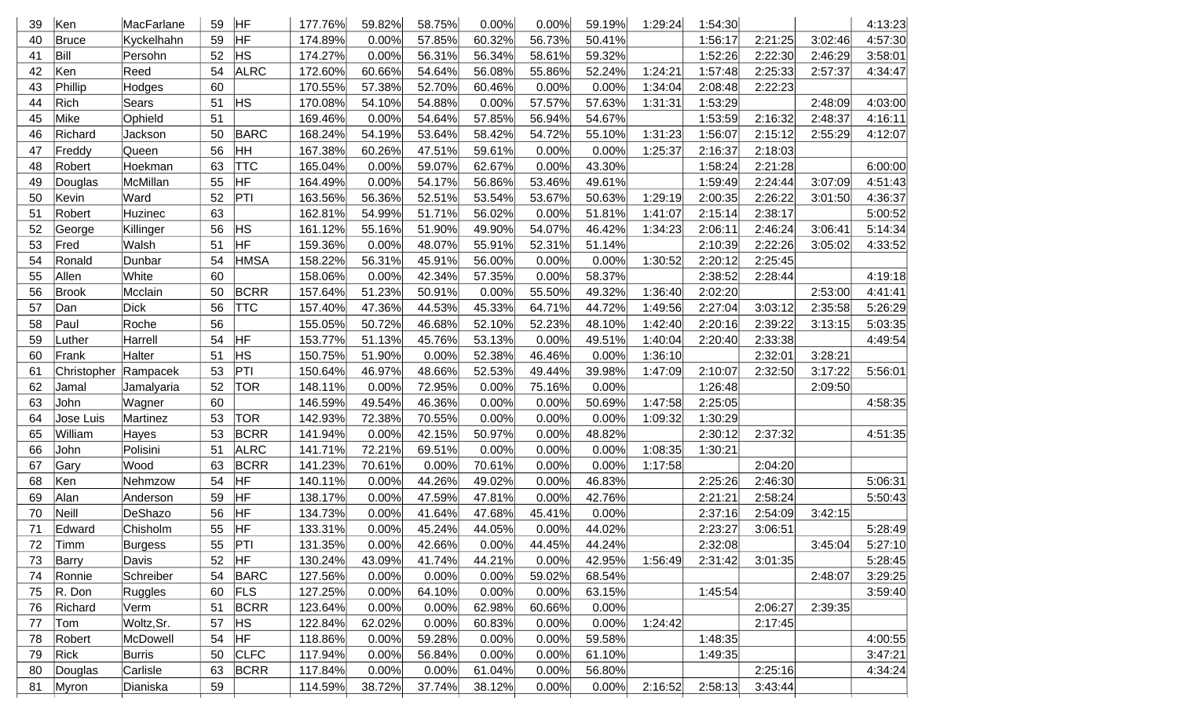| | | | | | | | | | | | | | | | | |
|---|---|---|---|---|---|---|---|---|---|---|---|---|---|---|---|---|
| 39 | Ken | MacFarlane | 59 | HF | 177.76% | 59.82% | 58.75% | 0.00% | 0.00% | 59.19% | 1:29:24 | 1:54:30 | | | 4:13:23 |
| 40 | Bruce | Kyckelhahn | 59 | HF | 174.89% | 0.00% | 57.85% | 60.32% | 56.73% | 50.41% | | 1:56:17 | 2:21:25 | 3:02:46 | 4:57:30 |
| 41 | Bill | Persohn | 52 | HS | 174.27% | 0.00% | 56.31% | 56.34% | 58.61% | 59.32% | | 1:52:26 | 2:22:30 | 2:46:29 | 3:58:01 |
| 42 | Ken | Reed | 54 | ALRC | 172.60% | 60.66% | 54.64% | 56.08% | 55.86% | 52.24% | 1:24:21 | 1:57:48 | 2:25:33 | 2:57:37 | 4:34:47 |
| 43 | Phillip | Hodges | 60 | | 170.55% | 57.38% | 52.70% | 60.46% | 0.00% | 0.00% | 1:34:04 | 2:08:48 | 2:22:23 | | |
| 44 | Rich | Sears | 51 | HS | 170.08% | 54.10% | 54.88% | 0.00% | 57.57% | 57.63% | 1:31:31 | 1:53:29 | | 2:48:09 | 4:03:00 |
| 45 | Mike | Ophield | 51 | | 169.46% | 0.00% | 54.64% | 57.85% | 56.94% | 54.67% | | 1:53:59 | 2:16:32 | 2:48:37 | 4:16:11 |
| 46 | Richard | Jackson | 50 | BARC | 168.24% | 54.19% | 53.64% | 58.42% | 54.72% | 55.10% | 1:31:23 | 1:56:07 | 2:15:12 | 2:55:29 | 4:12:07 |
| 47 | Freddy | Queen | 56 | HH | 167.38% | 60.26% | 47.51% | 59.61% | 0.00% | 0.00% | 1:25:37 | 2:16:37 | 2:18:03 | | |
| 48 | Robert | Hoekman | 63 | TTC | 165.04% | 0.00% | 59.07% | 62.67% | 0.00% | 43.30% | | 1:58:24 | 2:21:28 | | 6:00:00 |
| 49 | Douglas | McMillan | 55 | HF | 164.49% | 0.00% | 54.17% | 56.86% | 53.46% | 49.61% | | 1:59:49 | 2:24:44 | 3:07:09 | 4:51:43 |
| 50 | Kevin | Ward | 52 | PTI | 163.56% | 56.36% | 52.51% | 53.54% | 53.67% | 50.63% | 1:29:19 | 2:00:35 | 2:26:22 | 3:01:50 | 4:36:37 |
| 51 | Robert | Huzinec | 63 | | 162.81% | 54.99% | 51.71% | 56.02% | 0.00% | 51.81% | 1:41:07 | 2:15:14 | 2:38:17 | | 5:00:52 |
| 52 | George | Killinger | 56 | HS | 161.12% | 55.16% | 51.90% | 49.90% | 54.07% | 46.42% | 1:34:23 | 2:06:11 | 2:46:24 | 3:06:41 | 5:14:34 |
| 53 | Fred | Walsh | 51 | HF | 159.36% | 0.00% | 48.07% | 55.91% | 52.31% | 51.14% | | 2:10:39 | 2:22:26 | 3:05:02 | 4:33:52 |
| 54 | Ronald | Dunbar | 54 | HMSA | 158.22% | 56.31% | 45.91% | 56.00% | 0.00% | 0.00% | 1:30:52 | 2:20:12 | 2:25:45 | | |
| 55 | Allen | White | 60 | | 158.06% | 0.00% | 42.34% | 57.35% | 0.00% | 58.37% | | 2:38:52 | 2:28:44 | | 4:19:18 |
| 56 | Brook | Mcclain | 50 | BCRR | 157.64% | 51.23% | 50.91% | 0.00% | 55.50% | 49.32% | 1:36:40 | 2:02:20 | | 2:53:00 | 4:41:41 |
| 57 | Dan | Dick | 56 | TTC | 157.40% | 47.36% | 44.53% | 45.33% | 64.71% | 44.72% | 1:49:56 | 2:27:04 | 3:03:12 | 2:35:58 | 5:26:29 |
| 58 | Paul | Roche | 56 | | 155.05% | 50.72% | 46.68% | 52.10% | 52.23% | 48.10% | 1:42:40 | 2:20:16 | 2:39:22 | 3:13:15 | 5:03:35 |
| 59 | Luther | Harrell | 54 | HF | 153.77% | 51.13% | 45.76% | 53.13% | 0.00% | 49.51% | 1:40:04 | 2:20:40 | 2:33:38 | | 4:49:54 |
| 60 | Frank | Halter | 51 | HS | 150.75% | 51.90% | 0.00% | 52.38% | 46.46% | 0.00% | 1:36:10 | | 2:32:01 | 3:28:21 | |
| 61 | Christopher | Rampacek | 53 | PTI | 150.64% | 46.97% | 48.66% | 52.53% | 49.44% | 39.98% | 1:47:09 | 2:10:07 | 2:32:50 | 3:17:22 | 5:56:01 |
| 62 | Jamal | Jamalyaria | 52 | TOR | 148.11% | 0.00% | 72.95% | 0.00% | 75.16% | 0.00% | | 1:26:48 | | 2:09:50 | |
| 63 | John | Wagner | 60 | | 146.59% | 49.54% | 46.36% | 0.00% | 0.00% | 50.69% | 1:47:58 | 2:25:05 | | | 4:58:35 |
| 64 | Jose Luis | Martinez | 53 | TOR | 142.93% | 72.38% | 70.55% | 0.00% | 0.00% | 0.00% | 1:09:32 | 1:30:29 | | | |
| 65 | William | Hayes | 53 | BCRR | 141.94% | 0.00% | 42.15% | 50.97% | 0.00% | 48.82% | | 2:30:12 | 2:37:32 | | 4:51:35 |
| 66 | John | Polisini | 51 | ALRC | 141.71% | 72.21% | 69.51% | 0.00% | 0.00% | 0.00% | 1:08:35 | 1:30:21 | | | |
| 67 | Gary | Wood | 63 | BCRR | 141.23% | 70.61% | 0.00% | 70.61% | 0.00% | 0.00% | 1:17:58 | | 2:04:20 | | |
| 68 | Ken | Nehmzow | 54 | HF | 140.11% | 0.00% | 44.26% | 49.02% | 0.00% | 46.83% | | 2:25:26 | 2:46:30 | | 5:06:31 |
| 69 | Alan | Anderson | 59 | HF | 138.17% | 0.00% | 47.59% | 47.81% | 0.00% | 42.76% | | 2:21:21 | 2:58:24 | | 5:50:43 |
| 70 | Neill | DeShazo | 56 | HF | 134.73% | 0.00% | 41.64% | 47.68% | 45.41% | 0.00% | | 2:37:16 | 2:54:09 | 3:42:15 | |
| 71 | Edward | Chisholm | 55 | HF | 133.31% | 0.00% | 45.24% | 44.05% | 0.00% | 44.02% | | 2:23:27 | 3:06:51 | | 5:28:49 |
| 72 | Timm | Burgess | 55 | PTI | 131.35% | 0.00% | 42.66% | 0.00% | 44.45% | 44.24% | | 2:32:08 | | 3:45:04 | 5:27:10 |
| 73 | Barry | Davis | 52 | HF | 130.24% | 43.09% | 41.74% | 44.21% | 0.00% | 42.95% | 1:56:49 | 2:31:42 | 3:01:35 | | 5:28:45 |
| 74 | Ronnie | Schreiber | 54 | BARC | 127.56% | 0.00% | 0.00% | 0.00% | 59.02% | 68.54% | | | | 2:48:07 | 3:29:25 |
| 75 | R. Don | Ruggles | 60 | FLS | 127.25% | 0.00% | 64.10% | 0.00% | 0.00% | 63.15% | | 1:45:54 | | | 3:59:40 |
| 76 | Richard | Verm | 51 | BCRR | 123.64% | 0.00% | 0.00% | 62.98% | 60.66% | 0.00% | | | 2:06:27 | 2:39:35 | |
| 77 | Tom | Woltz,Sr. | 57 | HS | 122.84% | 62.02% | 0.00% | 60.83% | 0.00% | 0.00% | 1:24:42 | | 2:17:45 | | |
| 78 | Robert | McDowell | 54 | HF | 118.86% | 0.00% | 59.28% | 0.00% | 0.00% | 59.58% | | 1:48:35 | | | 4:00:55 |
| 79 | Rick | Burris | 50 | CLFC | 117.94% | 0.00% | 56.84% | 0.00% | 0.00% | 61.10% | | 1:49:35 | | | 3:47:21 |
| 80 | Douglas | Carlisle | 63 | BCRR | 117.84% | 0.00% | 0.00% | 61.04% | 0.00% | 56.80% | | | 2:25:16 | | 4:34:24 |
| 81 | Myron | Dianiska | 59 | | 114.59% | 38.72% | 37.74% | 38.12% | 0.00% | 0.00% | 2:16:52 | 2:58:13 | 3:43:44 | | |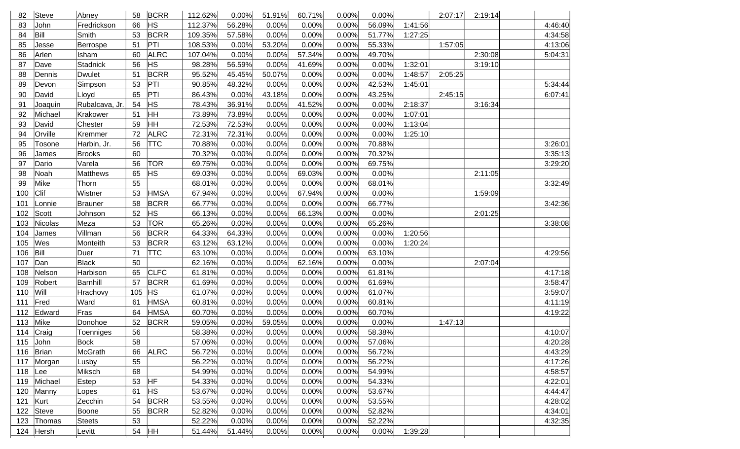| | | | | | | | | | | | | | | | |
|---|---|---|---|---|---|---|---|---|---|---|---|---|---|---|---|
| 82 | Steve | Abney | 58 | BCRR | 112.62% | 0.00% | 51.91% | 60.71% | 0.00% | 0.00% | | 2:07:17 | 2:19:14 | | |
| 83 | John | Fredrickson | 66 | HS | 112.37% | 56.28% | 0.00% | 0.00% | 0.00% | 56.09% | 1:41:56 | | | | 4:46:40 |
| 84 | Bill | Smith | 53 | BCRR | 109.35% | 57.58% | 0.00% | 0.00% | 0.00% | 51.77% | 1:27:25 | | | | 4:34:58 |
| 85 | Jesse | Berrospe | 51 | PTI | 108.53% | 0.00% | 53.20% | 0.00% | 0.00% | 55.33% | | 1:57:05 | | | 4:13:06 |
| 86 | Arlen | Isham | 60 | ALRC | 107.04% | 0.00% | 0.00% | 57.34% | 0.00% | 49.70% | | | 2:30:08 | | 5:04:31 |
| 87 | Dave | Stadnick | 56 | HS | 98.28% | 56.59% | 0.00% | 41.69% | 0.00% | 0.00% | 1:32:01 | | 3:19:10 | | |
| 88 | Dennis | Dwulet | 51 | BCRR | 95.52% | 45.45% | 50.07% | 0.00% | 0.00% | 0.00% | 1:48:57 | 2:05:25 | | | |
| 89 | Devon | Simpson | 53 | PTI | 90.85% | 48.32% | 0.00% | 0.00% | 0.00% | 42.53% | 1:45:01 | | | | 5:34:44 |
| 90 | David | Lloyd | 65 | PTI | 86.43% | 0.00% | 43.18% | 0.00% | 0.00% | 43.25% | | 2:45:15 | | | 6:07:41 |
| 91 | Joaquin | Rubalcava, Jr. | 54 | HS | 78.43% | 36.91% | 0.00% | 41.52% | 0.00% | 0.00% | 2:18:37 | | 3:16:34 | | |
| 92 | Michael | Krakower | 51 | HH | 73.89% | 73.89% | 0.00% | 0.00% | 0.00% | 0.00% | 1:07:01 | | | | |
| 93 | David | Chester | 59 | HH | 72.53% | 72.53% | 0.00% | 0.00% | 0.00% | 0.00% | 1:13:04 | | | | |
| 94 | Orville | Kremmer | 72 | ALRC | 72.31% | 72.31% | 0.00% | 0.00% | 0.00% | 0.00% | 1:25:10 | | | | |
| 95 | Tosone | Harbin, Jr. | 56 | TTC | 70.88% | 0.00% | 0.00% | 0.00% | 0.00% | 70.88% | | | | | 3:26:01 |
| 96 | James | Brooks | 60 | | 70.32% | 0.00% | 0.00% | 0.00% | 0.00% | 70.32% | | | | | 3:35:13 |
| 97 | Dario | Varela | 56 | TOR | 69.75% | 0.00% | 0.00% | 0.00% | 0.00% | 69.75% | | | | | 3:29:20 |
| 98 | Noah | Matthews | 65 | HS | 69.03% | 0.00% | 0.00% | 69.03% | 0.00% | 0.00% | | | 2:11:05 | | |
| 99 | Mike | Thorn | 55 | | 68.01% | 0.00% | 0.00% | 0.00% | 0.00% | 68.01% | | | | | 3:32:49 |
| 100 | Clif | Wistner | 53 | HMSA | 67.94% | 0.00% | 0.00% | 67.94% | 0.00% | 0.00% | | | 1:59:09 | | |
| 101 | Lonnie | Brauner | 58 | BCRR | 66.77% | 0.00% | 0.00% | 0.00% | 0.00% | 66.77% | | | | | 3:42:36 |
| 102 | Scott | Johnson | 52 | HS | 66.13% | 0.00% | 0.00% | 66.13% | 0.00% | 0.00% | | | 2:01:25 | | |
| 103 | Nicolas | Meza | 53 | TOR | 65.26% | 0.00% | 0.00% | 0.00% | 0.00% | 65.26% | | | | | 3:38:08 |
| 104 | James | Villman | 56 | BCRR | 64.33% | 64.33% | 0.00% | 0.00% | 0.00% | 0.00% | 1:20:56 | | | | |
| 105 | Wes | Monteith | 53 | BCRR | 63.12% | 63.12% | 0.00% | 0.00% | 0.00% | 0.00% | 1:20:24 | | | | |
| 106 | Bill | Duer | 71 | TTC | 63.10% | 0.00% | 0.00% | 0.00% | 0.00% | 63.10% | | | | | 4:29:56 |
| 107 | Dan | Black | 50 | | 62.16% | 0.00% | 0.00% | 62.16% | 0.00% | 0.00% | | | 2:07:04 | | |
| 108 | Nelson | Harbison | 65 | CLFC | 61.81% | 0.00% | 0.00% | 0.00% | 0.00% | 61.81% | | | | | 4:17:18 |
| 109 | Robert | Barnhill | 57 | BCRR | 61.69% | 0.00% | 0.00% | 0.00% | 0.00% | 61.69% | | | | | 3:58:47 |
| 110 | Will | Hrachovy | 105 | HS | 61.07% | 0.00% | 0.00% | 0.00% | 0.00% | 61.07% | | | | | 3:59:07 |
| 111 | Fred | Ward | 61 | HMSA | 60.81% | 0.00% | 0.00% | 0.00% | 0.00% | 60.81% | | | | | 4:11:19 |
| 112 | Edward | Fras | 64 | HMSA | 60.70% | 0.00% | 0.00% | 0.00% | 0.00% | 60.70% | | | | | 4:19:22 |
| 113 | Mike | Donohoe | 52 | BCRR | 59.05% | 0.00% | 59.05% | 0.00% | 0.00% | 0.00% | | 1:47:13 | | | |
| 114 | Craig | Toenniges | 56 | | 58.38% | 0.00% | 0.00% | 0.00% | 0.00% | 58.38% | | | | | 4:10:07 |
| 115 | John | Bock | 58 | | 57.06% | 0.00% | 0.00% | 0.00% | 0.00% | 57.06% | | | | | 4:20:28 |
| 116 | Brian | McGrath | 66 | ALRC | 56.72% | 0.00% | 0.00% | 0.00% | 0.00% | 56.72% | | | | | 4:43:29 |
| 117 | Morgan | Lusby | 55 | | 56.22% | 0.00% | 0.00% | 0.00% | 0.00% | 56.22% | | | | | 4:17:26 |
| 118 | Lee | Miksch | 68 | | 54.99% | 0.00% | 0.00% | 0.00% | 0.00% | 54.99% | | | | | 4:58:57 |
| 119 | Michael | Estep | 53 | HF | 54.33% | 0.00% | 0.00% | 0.00% | 0.00% | 54.33% | | | | | 4:22:01 |
| 120 | Manny | Lopes | 61 | HS | 53.67% | 0.00% | 0.00% | 0.00% | 0.00% | 53.67% | | | | | 4:44:47 |
| 121 | Kurt | Zecchin | 54 | BCRR | 53.55% | 0.00% | 0.00% | 0.00% | 0.00% | 53.55% | | | | | 4:28:02 |
| 122 | Steve | Boone | 55 | BCRR | 52.82% | 0.00% | 0.00% | 0.00% | 0.00% | 52.82% | | | | | 4:34:01 |
| 123 | Thomas | Steets | 53 | | 52.22% | 0.00% | 0.00% | 0.00% | 0.00% | 52.22% | | | | | 4:32:35 |
| 124 | Hersh | Levitt | 54 | HH | 51.44% | 51.44% | 0.00% | 0.00% | 0.00% | 0.00% | 1:39:28 | | | | |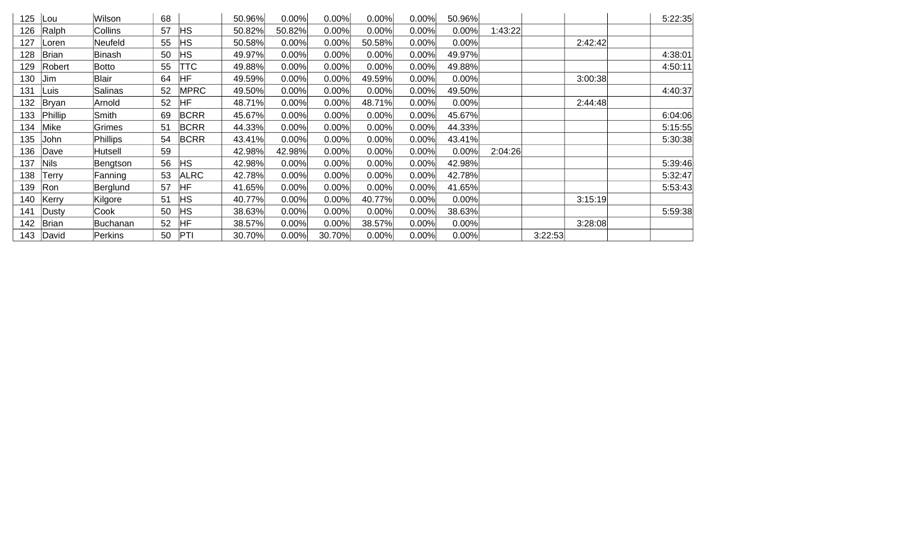| | | | | | | | | | | | | | | | |
|---|---|---|---|---|---|---|---|---|---|---|---|---|---|---|---|
| 125 | Lou | Wilson | 68 | | 50.96% | 0.00% | 0.00% | 0.00% | 0.00% | 50.96% | | | | | 5:22:35 |
| 126 | Ralph | Collins | 57 | HS | 50.82% | 50.82% | 0.00% | 0.00% | 0.00% | 0.00% | 1:43:22 | | | | |
| 127 | Loren | Neufeld | 55 | HS | 50.58% | 0.00% | 0.00% | 50.58% | 0.00% | 0.00% | | | 2:42:42 | | |
| 128 | Brian | Binash | 50 | HS | 49.97% | 0.00% | 0.00% | 0.00% | 0.00% | 49.97% | | | | | 4:38:01 |
| 129 | Robert | Botto | 55 | TTC | 49.88% | 0.00% | 0.00% | 0.00% | 0.00% | 49.88% | | | | | 4:50:11 |
| 130 | Jim | Blair | 64 | HF | 49.59% | 0.00% | 0.00% | 49.59% | 0.00% | 0.00% | | | 3:00:38 | | |
| 131 | Luis | Salinas | 52 | MPRC | 49.50% | 0.00% | 0.00% | 0.00% | 0.00% | 49.50% | | | | | 4:40:37 |
| 132 | Bryan | Arnold | 52 | HF | 48.71% | 0.00% | 0.00% | 48.71% | 0.00% | 0.00% | | | 2:44:48 | | |
| 133 | Phillip | Smith | 69 | BCRR | 45.67% | 0.00% | 0.00% | 0.00% | 0.00% | 45.67% | | | | | 6:04:06 |
| 134 | Mike | Grimes | 51 | BCRR | 44.33% | 0.00% | 0.00% | 0.00% | 0.00% | 44.33% | | | | | 5:15:55 |
| 135 | John | Phillips | 54 | BCRR | 43.41% | 0.00% | 0.00% | 0.00% | 0.00% | 43.41% | | | | | 5:30:38 |
| 136 | Dave | Hutsell | 59 | | 42.98% | 42.98% | 0.00% | 0.00% | 0.00% | 0.00% | 2:04:26 | | | | |
| 137 | Nils | Bengtson | 56 | HS | 42.98% | 0.00% | 0.00% | 0.00% | 0.00% | 42.98% | | | | | 5:39:46 |
| 138 | Terry | Fanning | 53 | ALRC | 42.78% | 0.00% | 0.00% | 0.00% | 0.00% | 42.78% | | | | | 5:32:47 |
| 139 | Ron | Berglund | 57 | HF | 41.65% | 0.00% | 0.00% | 0.00% | 0.00% | 41.65% | | | | | 5:53:43 |
| 140 | Kerry | Kilgore | 51 | HS | 40.77% | 0.00% | 0.00% | 40.77% | 0.00% | 0.00% | | | 3:15:19 | | |
| 141 | Dusty | Cook | 50 | HS | 38.63% | 0.00% | 0.00% | 0.00% | 0.00% | 38.63% | | | | | 5:59:38 |
| 142 | Brian | Buchanan | 52 | HF | 38.57% | 0.00% | 0.00% | 38.57% | 0.00% | 0.00% | | | 3:28:08 | | |
| 143 | David | Perkins | 50 | PTI | 30.70% | 0.00% | 30.70% | 0.00% | 0.00% | 0.00% | | 3:22:53 | | | |